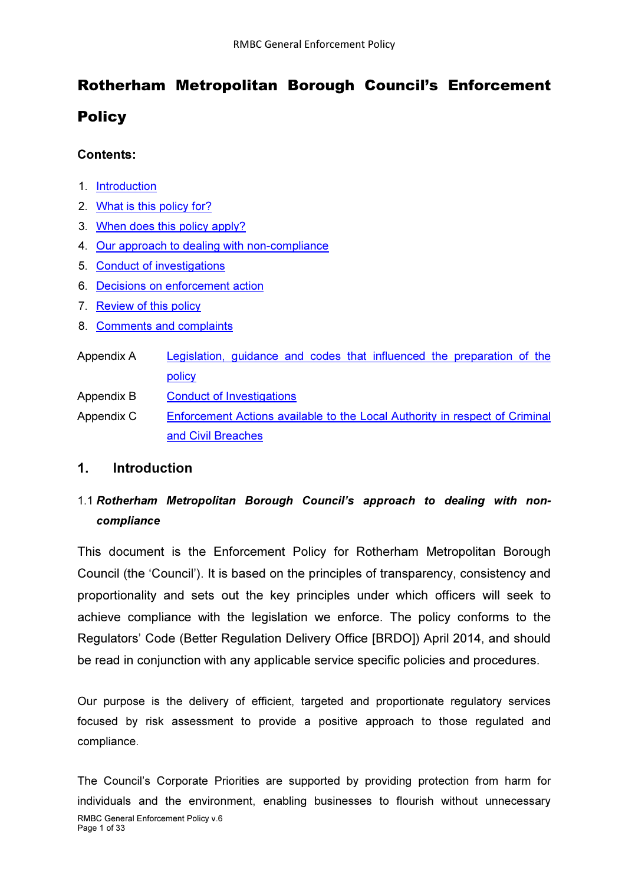# Rotherham Metropolitan Borough Council's Enforcement Policy

**Contents:**

1. Introduction
2. What is this policy for?
3. When does this policy apply?
4. Our approach to dealing with non-compliance
5. Conduct of investigations
6. Decisions on enforcement action
7. Review of this policy
8. Comments and complaints

| | |
|---|---|
| Appendix A | Legislation, guidance and codes that influenced the preparation of the policy |
| Appendix B | Conduct of Investigations |
| Appendix C | Enforcement Actions available to the Local Authority in respect of Criminal and Civil Breaches |

## 1. Introduction

### 1.1 *Rotherham Metropolitan Borough Council's approach to dealing with non-compliance*

This document is the Enforcement Policy for Rotherham Metropolitan Borough Council (the 'Council'). It is based on the principles of transparency, consistency and proportionality and sets out the key principles under which officers will seek to achieve compliance with the legislation we enforce. The policy conforms to the Regulators' Code (Better Regulation Delivery Office [BRDO]) April 2014, and should be read in conjunction with any applicable service specific policies and procedures.

Our purpose is the delivery of efficient, targeted and proportionate regulatory services focused by risk assessment to provide a positive approach to those regulated and compliance.

The Council's Corporate Priorities are supported by providing protection from harm for individuals and the environment, enabling businesses to flourish without unnecessary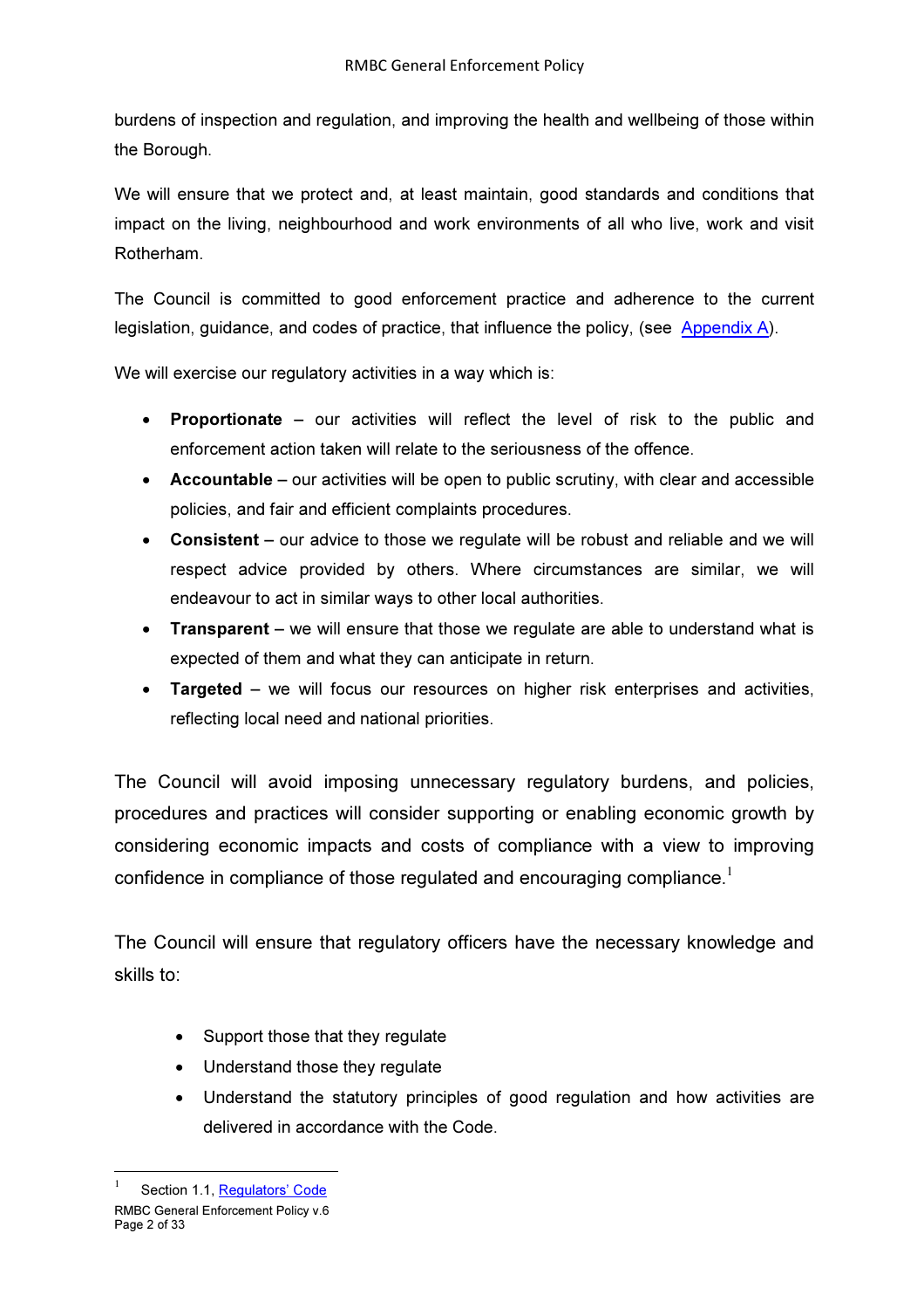burdens of inspection and regulation, and improving the health and wellbeing of those within the Borough.

We will ensure that we protect and, at least maintain, good standards and conditions that impact on the living, neighbourhood and work environments of all who live, work and visit Rotherham.

The Council is committed to good enforcement practice and adherence to the current legislation, guidance, and codes of practice, that influence the policy, (see [Appendix A](#)).

We will exercise our regulatory activities in a way which is:

- **Proportionate** – our activities will reflect the level of risk to the public and enforcement action taken will relate to the seriousness of the offence.
- **Accountable** – our activities will be open to public scrutiny, with clear and accessible policies, and fair and efficient complaints procedures.
- **Consistent** – our advice to those we regulate will be robust and reliable and we will respect advice provided by others. Where circumstances are similar, we will endeavour to act in similar ways to other local authorities.
- **Transparent** – we will ensure that those we regulate are able to understand what is expected of them and what they can anticipate in return.
- **Targeted** – we will focus our resources on higher risk enterprises and activities, reflecting local need and national priorities.

The Council will avoid imposing unnecessary regulatory burdens, and policies, procedures and practices will consider supporting or enabling economic growth by considering economic impacts and costs of compliance with a view to improving confidence in compliance of those regulated and encouraging compliance.[1]

The Council will ensure that regulatory officers have the necessary knowledge and skills to:

- Support those that they regulate
- Understand those they regulate
- Understand the statutory principles of good regulation and how activities are delivered in accordance with the Code.

---

[1] Section 1.1, [Regulators' Code](#)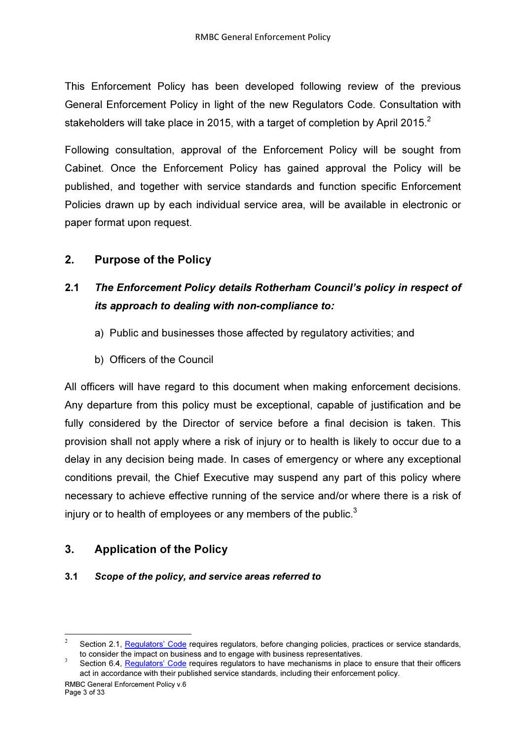This Enforcement Policy has been developed following review of the previous General Enforcement Policy in light of the new Regulators Code. Consultation with stakeholders will take place in 2015, with a target of completion by April 2015.[2]

Following consultation, approval of the Enforcement Policy will be sought from Cabinet. Once the Enforcement Policy has gained approval the Policy will be published, and together with service standards and function specific Enforcement Policies drawn up by each individual service area, will be available in electronic or paper format upon request.

## 2. Purpose of the Policy

### 2.1 *The Enforcement Policy details Rotherham Council's policy in respect of its approach to dealing with non-compliance to:*

a) Public and businesses those affected by regulatory activities; and

b) Officers of the Council

All officers will have regard to this document when making enforcement decisions. Any departure from this policy must be exceptional, capable of justification and be fully considered by the Director of service before a final decision is taken. This provision shall not apply where a risk of injury or to health is likely to occur due to a delay in any decision being made. In cases of emergency or where any exceptional conditions prevail, the Chief Executive may suspend any part of this policy where necessary to achieve effective running of the service and/or where there is a risk of injury or to health of employees or any members of the public.[3]

## 3. Application of the Policy

### 3.1 *Scope of the policy, and service areas referred to*

---

[2] Section 2.1, Regulators' Code requires regulators, before changing policies, practices or service standards, to consider the impact on business and to engage with business representatives.

[3] Section 6.4, Regulators' Code requires regulators to have mechanisms in place to ensure that their officers act in accordance with their published service standards, including their enforcement policy.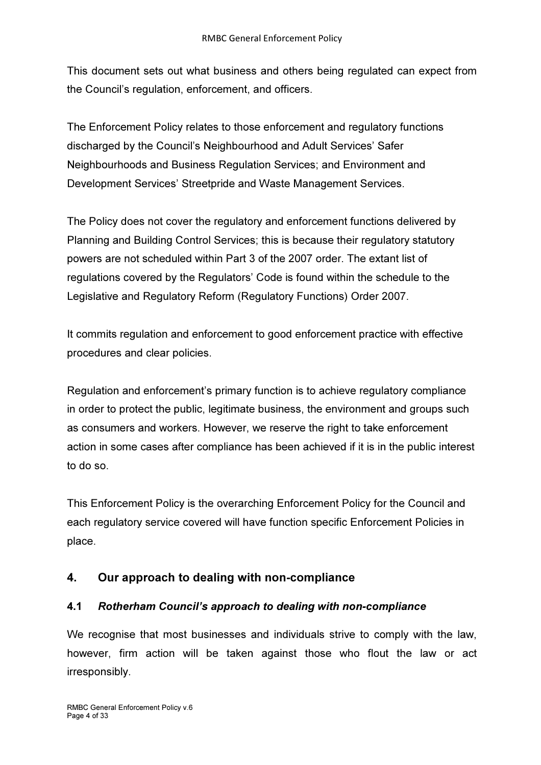This document sets out what business and others being regulated can expect from the Council's regulation, enforcement, and officers.

The Enforcement Policy relates to those enforcement and regulatory functions discharged by the Council's Neighbourhood and Adult Services' Safer Neighbourhoods and Business Regulation Services; and Environment and Development Services' Streetpride and Waste Management Services.

The Policy does not cover the regulatory and enforcement functions delivered by Planning and Building Control Services; this is because their regulatory statutory powers are not scheduled within Part 3 of the 2007 order. The extant list of regulations covered by the Regulators' Code is found within the schedule to the Legislative and Regulatory Reform (Regulatory Functions) Order 2007.

It commits regulation and enforcement to good enforcement practice with effective procedures and clear policies.

Regulation and enforcement's primary function is to achieve regulatory compliance in order to protect the public, legitimate business, the environment and groups such as consumers and workers. However, we reserve the right to take enforcement action in some cases after compliance has been achieved if it is in the public interest to do so.

This Enforcement Policy is the overarching Enforcement Policy for the Council and each regulatory service covered will have function specific Enforcement Policies in place.

## 4. Our approach to dealing with non-compliance

### 4.1 *Rotherham Council's approach to dealing with non-compliance*

We recognise that most businesses and individuals strive to comply with the law, however, firm action will be taken against those who flout the law or act irresponsibly.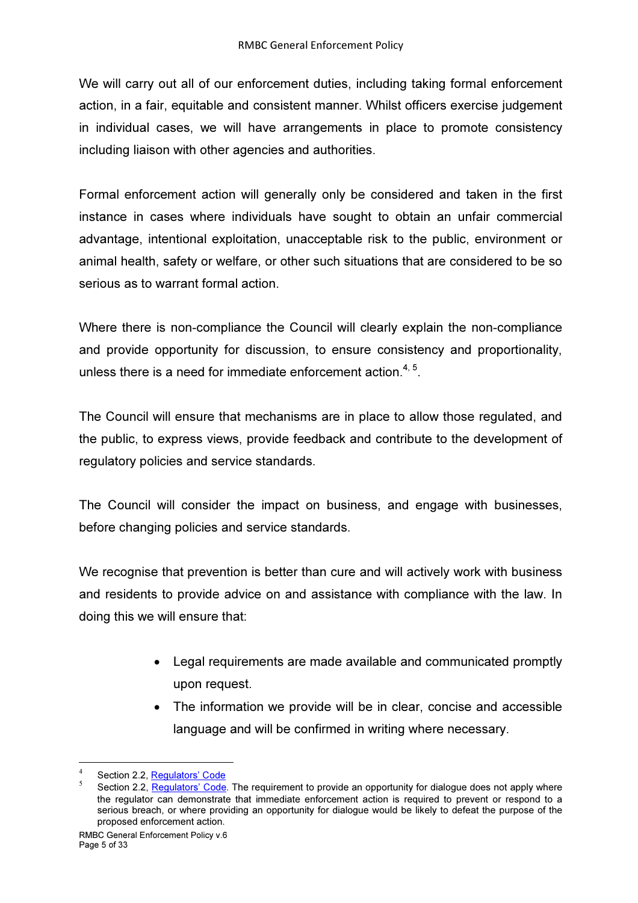We will carry out all of our enforcement duties, including taking formal enforcement action, in a fair, equitable and consistent manner. Whilst officers exercise judgement in individual cases, we will have arrangements in place to promote consistency including liaison with other agencies and authorities.

Formal enforcement action will generally only be considered and taken in the first instance in cases where individuals have sought to obtain an unfair commercial advantage, intentional exploitation, unacceptable risk to the public, environment or animal health, safety or welfare, or other such situations that are considered to be so serious as to warrant formal action.

Where there is non-compliance the Council will clearly explain the non-compliance and provide opportunity for discussion, to ensure consistency and proportionality, unless there is a need for immediate enforcement action.[4, 5].

The Council will ensure that mechanisms are in place to allow those regulated, and the public, to express views, provide feedback and contribute to the development of regulatory policies and service standards.

The Council will consider the impact on business, and engage with businesses, before changing policies and service standards.

We recognise that prevention is better than cure and will actively work with business and residents to provide advice on and assistance with compliance with the law. In doing this we will ensure that:

- Legal requirements are made available and communicated promptly upon request.
- The information we provide will be in clear, concise and accessible language and will be confirmed in writing where necessary.

---

[4] Section 2.2, Regulators' Code

[5] Section 2.2, Regulators' Code. The requirement to provide an opportunity for dialogue does not apply where the regulator can demonstrate that immediate enforcement action is required to prevent or respond to a serious breach, or where providing an opportunity for dialogue would be likely to defeat the purpose of the proposed enforcement action.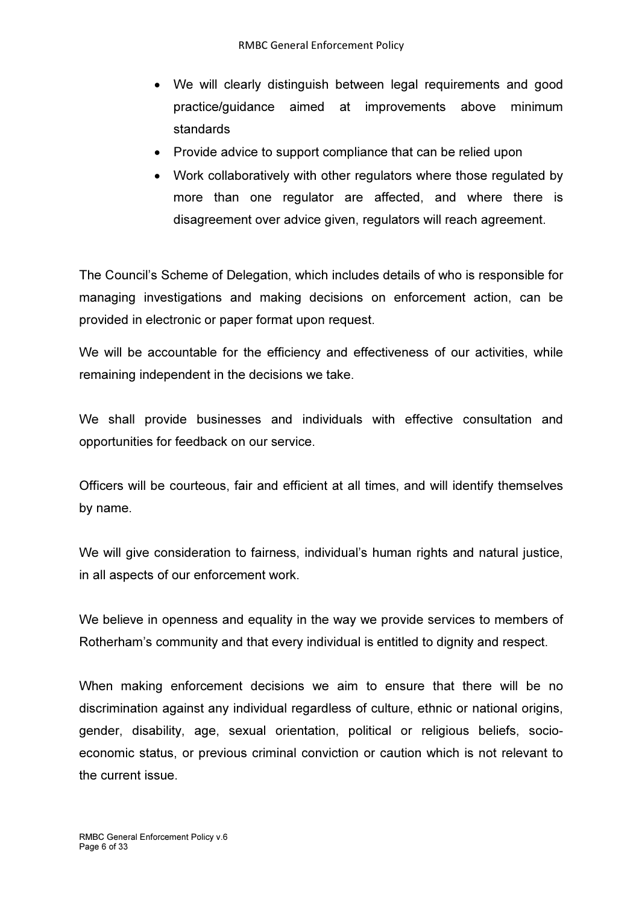- We will clearly distinguish between legal requirements and good practice/guidance aimed at improvements above minimum standards
- Provide advice to support compliance that can be relied upon
- Work collaboratively with other regulators where those regulated by more than one regulator are affected, and where there is disagreement over advice given, regulators will reach agreement.

The Council's Scheme of Delegation, which includes details of who is responsible for managing investigations and making decisions on enforcement action, can be provided in electronic or paper format upon request.

We will be accountable for the efficiency and effectiveness of our activities, while remaining independent in the decisions we take.

We shall provide businesses and individuals with effective consultation and opportunities for feedback on our service.

Officers will be courteous, fair and efficient at all times, and will identify themselves by name.

We will give consideration to fairness, individual's human rights and natural justice, in all aspects of our enforcement work.

We believe in openness and equality in the way we provide services to members of Rotherham's community and that every individual is entitled to dignity and respect.

When making enforcement decisions we aim to ensure that there will be no discrimination against any individual regardless of culture, ethnic or national origins, gender, disability, age, sexual orientation, political or religious beliefs, socio-economic status, or previous criminal conviction or caution which is not relevant to the current issue.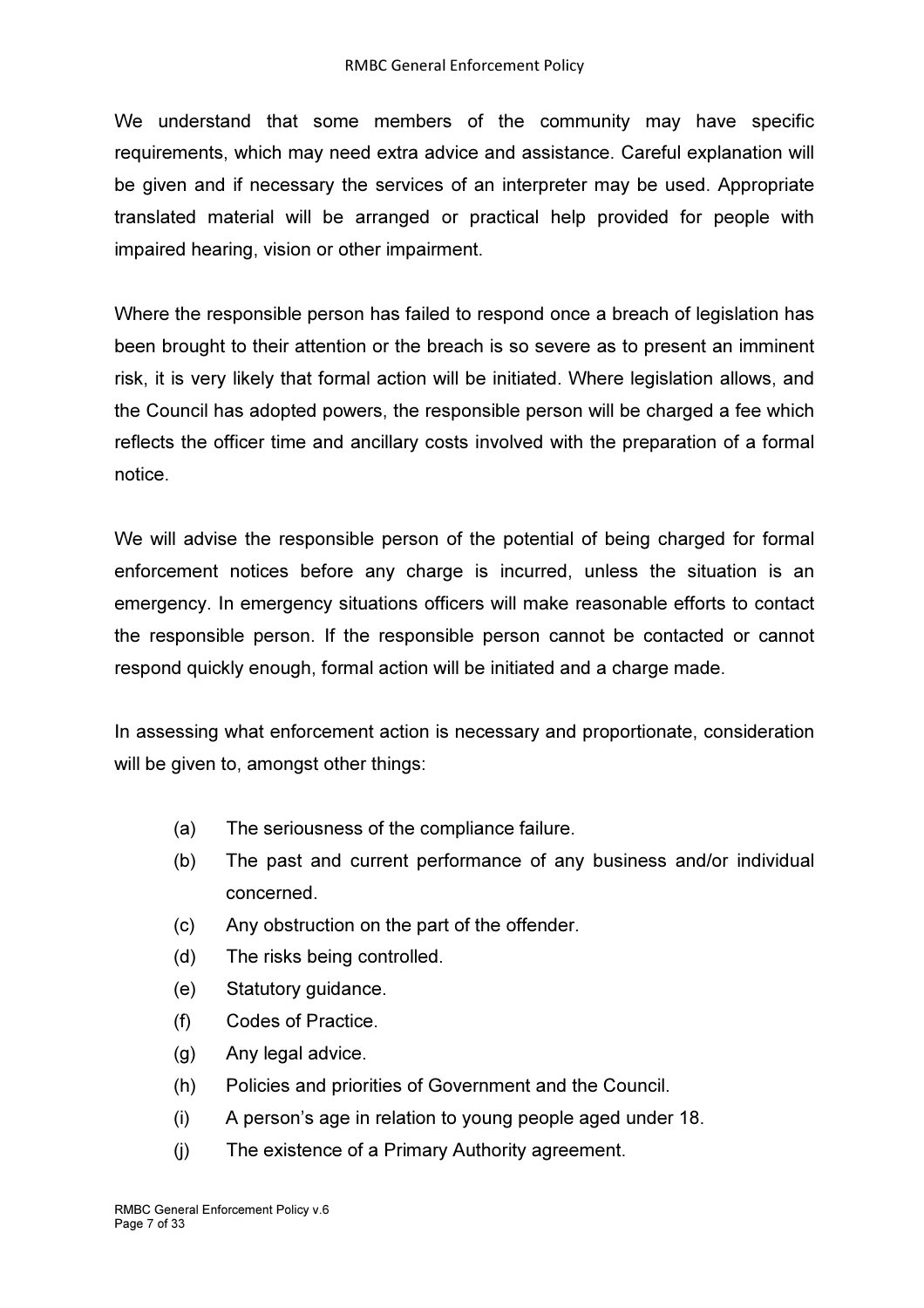We understand that some members of the community may have specific requirements, which may need extra advice and assistance. Careful explanation will be given and if necessary the services of an interpreter may be used. Appropriate translated material will be arranged or practical help provided for people with impaired hearing, vision or other impairment.

Where the responsible person has failed to respond once a breach of legislation has been brought to their attention or the breach is so severe as to present an imminent risk, it is very likely that formal action will be initiated. Where legislation allows, and the Council has adopted powers, the responsible person will be charged a fee which reflects the officer time and ancillary costs involved with the preparation of a formal notice.

We will advise the responsible person of the potential of being charged for formal enforcement notices before any charge is incurred, unless the situation is an emergency. In emergency situations officers will make reasonable efforts to contact the responsible person. If the responsible person cannot be contacted or cannot respond quickly enough, formal action will be initiated and a charge made.

In assessing what enforcement action is necessary and proportionate, consideration will be given to, amongst other things:

- (a) The seriousness of the compliance failure.
- (b) The past and current performance of any business and/or individual concerned.
- (c) Any obstruction on the part of the offender.
- (d) The risks being controlled.
- (e) Statutory guidance.
- (f) Codes of Practice.
- (g) Any legal advice.
- (h) Policies and priorities of Government and the Council.
- (i) A person's age in relation to young people aged under 18.
- (j) The existence of a Primary Authority agreement.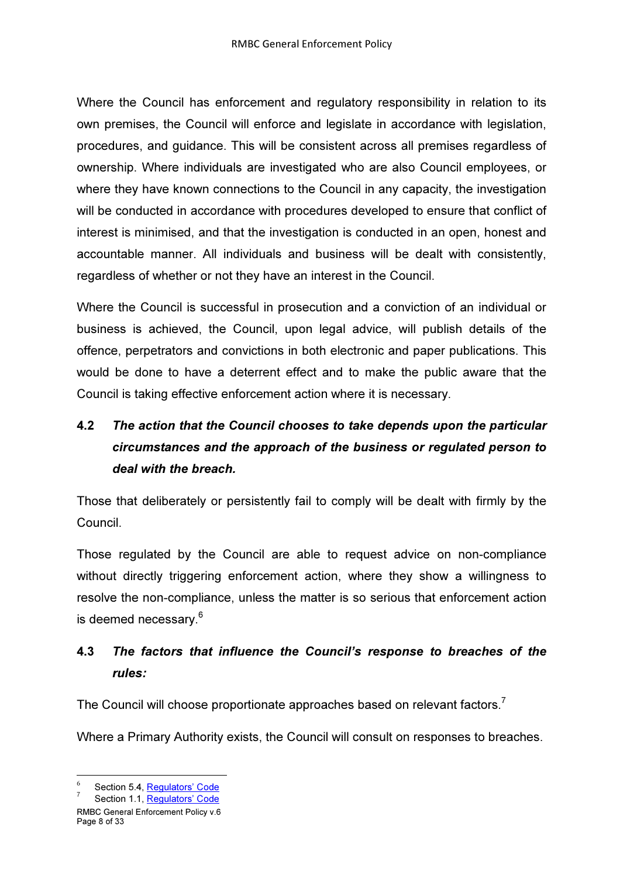Where the Council has enforcement and regulatory responsibility in relation to its own premises, the Council will enforce and legislate in accordance with legislation, procedures, and guidance. This will be consistent across all premises regardless of ownership. Where individuals are investigated who are also Council employees, or where they have known connections to the Council in any capacity, the investigation will be conducted in accordance with procedures developed to ensure that conflict of interest is minimised, and that the investigation is conducted in an open, honest and accountable manner. All individuals and business will be dealt with consistently, regardless of whether or not they have an interest in the Council.

Where the Council is successful in prosecution and a conviction of an individual or business is achieved, the Council, upon legal advice, will publish details of the offence, perpetrators and convictions in both electronic and paper publications. This would be done to have a deterrent effect and to make the public aware that the Council is taking effective enforcement action where it is necessary.

### 4.2 *The action that the Council chooses to take depends upon the particular circumstances and the approach of the business or regulated person to deal with the breach.*

Those that deliberately or persistently fail to comply will be dealt with firmly by the Council.

Those regulated by the Council are able to request advice on non-compliance without directly triggering enforcement action, where they show a willingness to resolve the non-compliance, unless the matter is so serious that enforcement action is deemed necessary.[6]

### 4.3 *The factors that influence the Council's response to breaches of the rules:*

The Council will choose proportionate approaches based on relevant factors.[7]

Where a Primary Authority exists, the Council will consult on responses to breaches.

---

[6] Section 5.4, Regulators' Code

[7] Section 1.1, Regulators' Code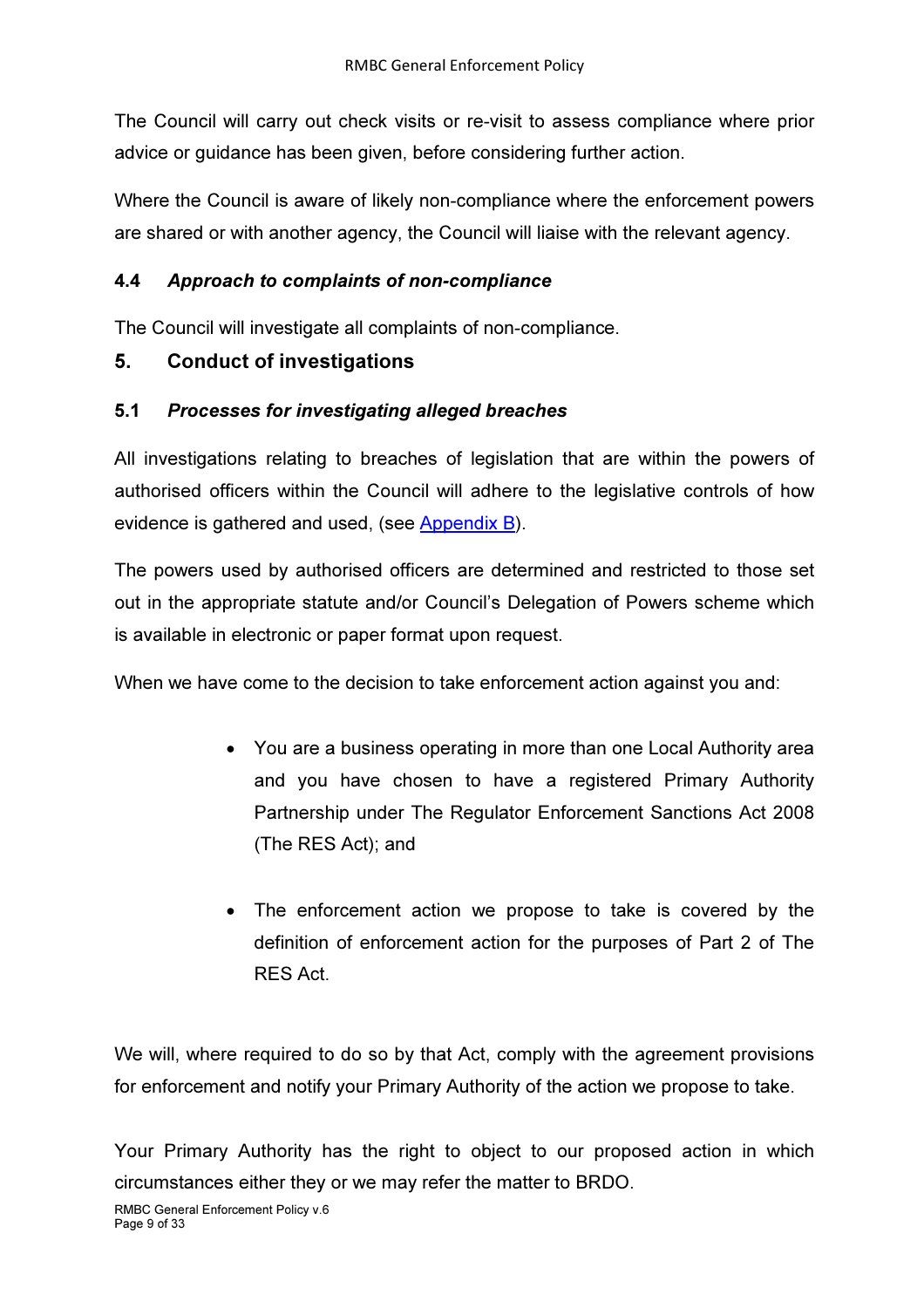The Council will carry out check visits or re-visit to assess compliance where prior advice or guidance has been given, before considering further action.

Where the Council is aware of likely non-compliance where the enforcement powers are shared or with another agency, the Council will liaise with the relevant agency.

### 4.4 *Approach to complaints of non-compliance*

The Council will investigate all complaints of non-compliance.

## 5. Conduct of investigations

### 5.1 *Processes for investigating alleged breaches*

All investigations relating to breaches of legislation that are within the powers of authorised officers within the Council will adhere to the legislative controls of how evidence is gathered and used, (see [Appendix B](#)).

The powers used by authorised officers are determined and restricted to those set out in the appropriate statute and/or Council's Delegation of Powers scheme which is available in electronic or paper format upon request.

When we have come to the decision to take enforcement action against you and:

- You are a business operating in more than one Local Authority area and you have chosen to have a registered Primary Authority Partnership under The Regulator Enforcement Sanctions Act 2008 (The RES Act); and

- The enforcement action we propose to take is covered by the definition of enforcement action for the purposes of Part 2 of The RES Act.

We will, where required to do so by that Act, comply with the agreement provisions for enforcement and notify your Primary Authority of the action we propose to take.

Your Primary Authority has the right to object to our proposed action in which circumstances either they or we may refer the matter to BRDO.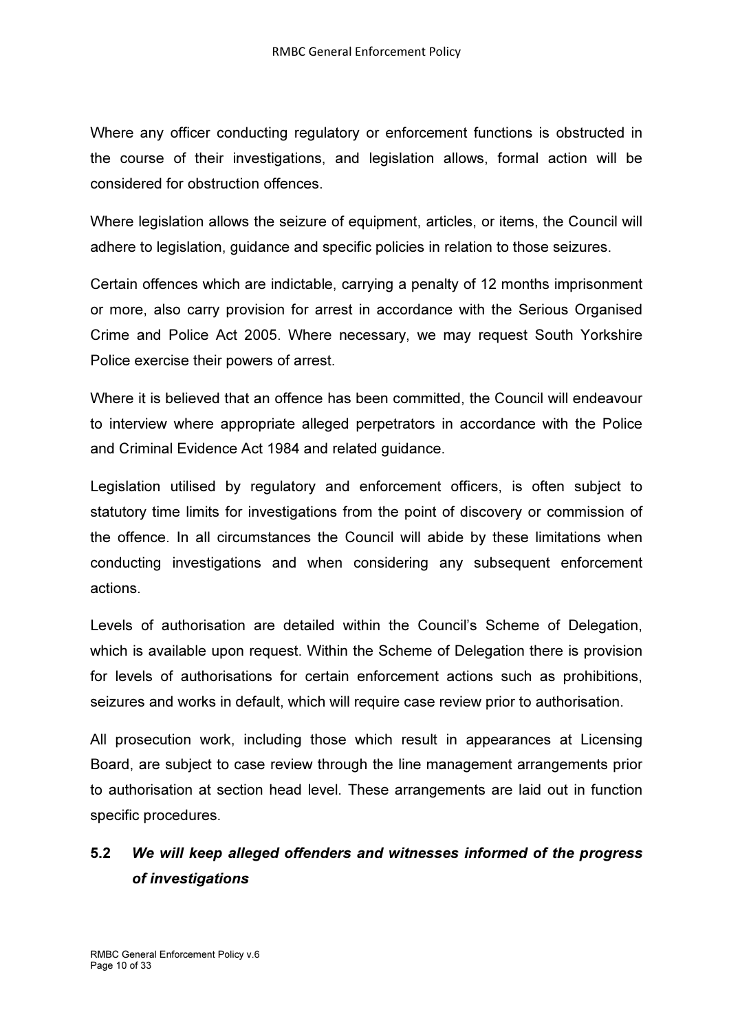Where any officer conducting regulatory or enforcement functions is obstructed in the course of their investigations, and legislation allows, formal action will be considered for obstruction offences.

Where legislation allows the seizure of equipment, articles, or items, the Council will adhere to legislation, guidance and specific policies in relation to those seizures.

Certain offences which are indictable, carrying a penalty of 12 months imprisonment or more, also carry provision for arrest in accordance with the Serious Organised Crime and Police Act 2005. Where necessary, we may request South Yorkshire Police exercise their powers of arrest.

Where it is believed that an offence has been committed, the Council will endeavour to interview where appropriate alleged perpetrators in accordance with the Police and Criminal Evidence Act 1984 and related guidance.

Legislation utilised by regulatory and enforcement officers, is often subject to statutory time limits for investigations from the point of discovery or commission of the offence. In all circumstances the Council will abide by these limitations when conducting investigations and when considering any subsequent enforcement actions.

Levels of authorisation are detailed within the Council's Scheme of Delegation, which is available upon request. Within the Scheme of Delegation there is provision for levels of authorisations for certain enforcement actions such as prohibitions, seizures and works in default, which will require case review prior to authorisation.

All prosecution work, including those which result in appearances at Licensing Board, are subject to case review through the line management arrangements prior to authorisation at section head level. These arrangements are laid out in function specific procedures.

### 5.2 *We will keep alleged offenders and witnesses informed of the progress of investigations*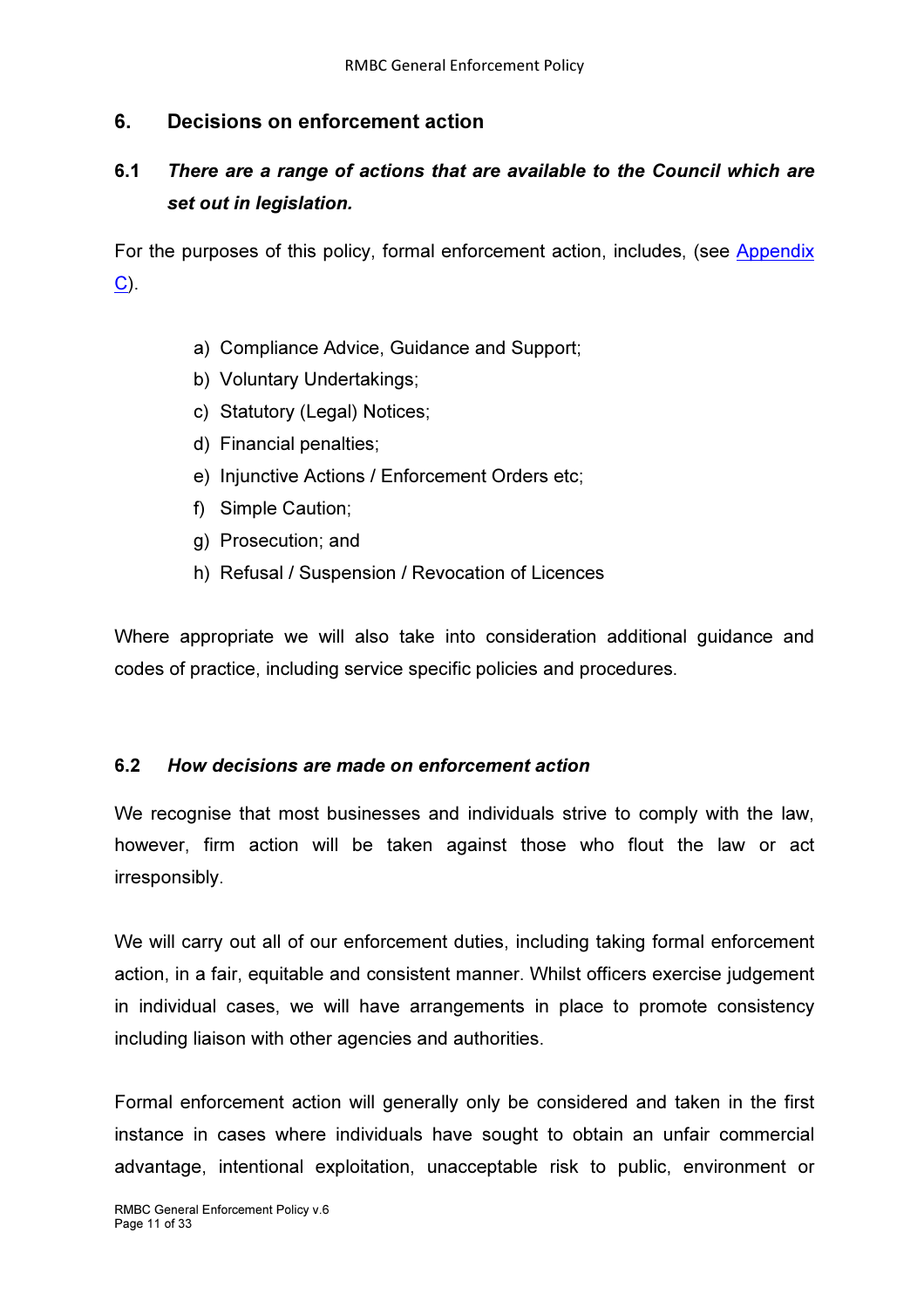## 6. Decisions on enforcement action

### 6.1 *There are a range of actions that are available to the Council which are set out in legislation.*

For the purposes of this policy, formal enforcement action, includes, (see Appendix C).

a) Compliance Advice, Guidance and Support;
b) Voluntary Undertakings;
c) Statutory (Legal) Notices;
d) Financial penalties;
e) Injunctive Actions / Enforcement Orders etc;
f) Simple Caution;
g) Prosecution; and
h) Refusal / Suspension / Revocation of Licences

Where appropriate we will also take into consideration additional guidance and codes of practice, including service specific policies and procedures.

### 6.2 *How decisions are made on enforcement action*

We recognise that most businesses and individuals strive to comply with the law, however, firm action will be taken against those who flout the law or act irresponsibly.

We will carry out all of our enforcement duties, including taking formal enforcement action, in a fair, equitable and consistent manner. Whilst officers exercise judgement in individual cases, we will have arrangements in place to promote consistency including liaison with other agencies and authorities.

Formal enforcement action will generally only be considered and taken in the first instance in cases where individuals have sought to obtain an unfair commercial advantage, intentional exploitation, unacceptable risk to public, environment or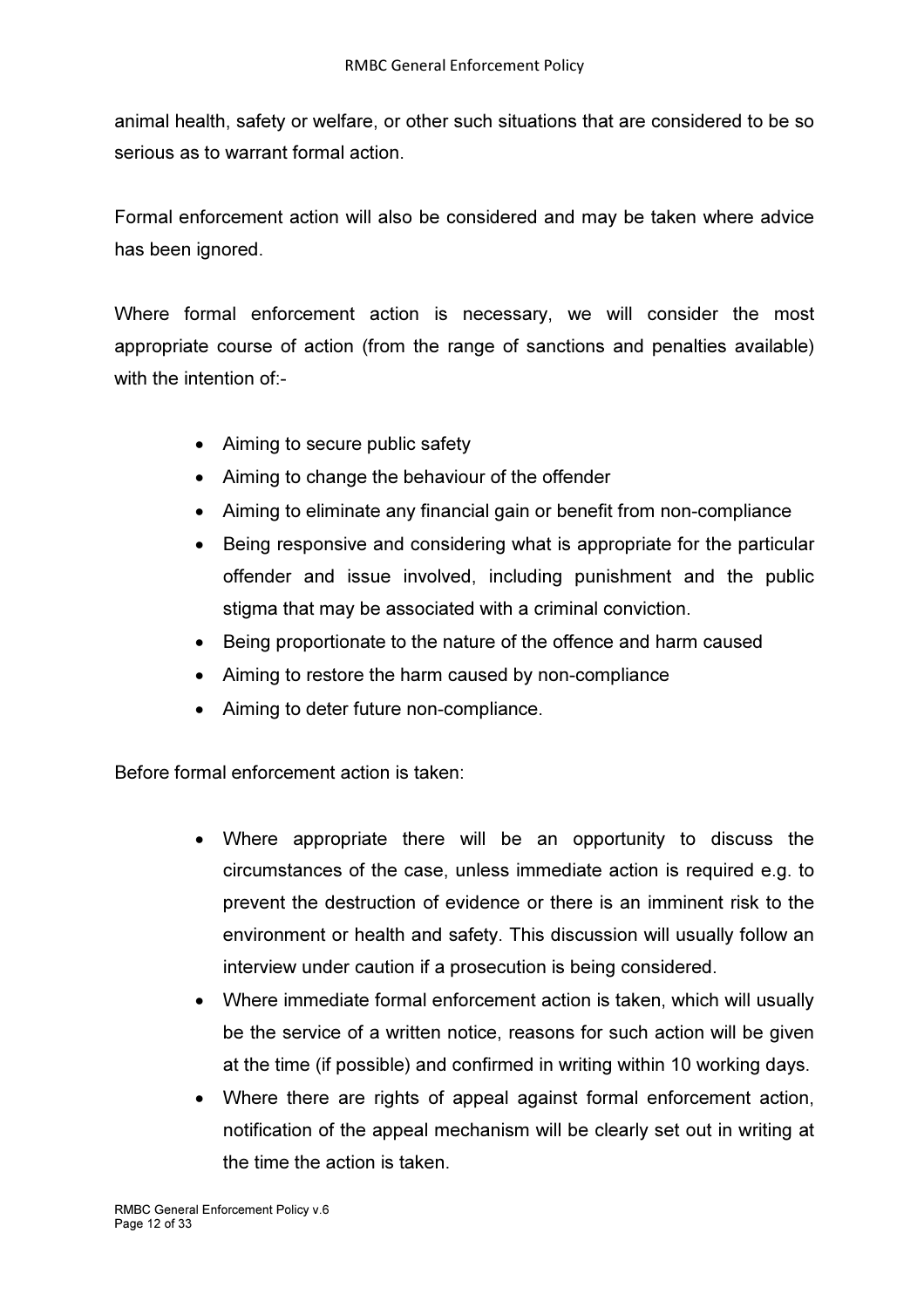animal health, safety or welfare, or other such situations that are considered to be so serious as to warrant formal action.

Formal enforcement action will also be considered and may be taken where advice has been ignored.

Where formal enforcement action is necessary, we will consider the most appropriate course of action (from the range of sanctions and penalties available) with the intention of:-

- Aiming to secure public safety
- Aiming to change the behaviour of the offender
- Aiming to eliminate any financial gain or benefit from non-compliance
- Being responsive and considering what is appropriate for the particular offender and issue involved, including punishment and the public stigma that may be associated with a criminal conviction.
- Being proportionate to the nature of the offence and harm caused
- Aiming to restore the harm caused by non-compliance
- Aiming to deter future non-compliance.

Before formal enforcement action is taken:

- Where appropriate there will be an opportunity to discuss the circumstances of the case, unless immediate action is required e.g. to prevent the destruction of evidence or there is an imminent risk to the environment or health and safety. This discussion will usually follow an interview under caution if a prosecution is being considered.
- Where immediate formal enforcement action is taken, which will usually be the service of a written notice, reasons for such action will be given at the time (if possible) and confirmed in writing within 10 working days.
- Where there are rights of appeal against formal enforcement action, notification of the appeal mechanism will be clearly set out in writing at the time the action is taken.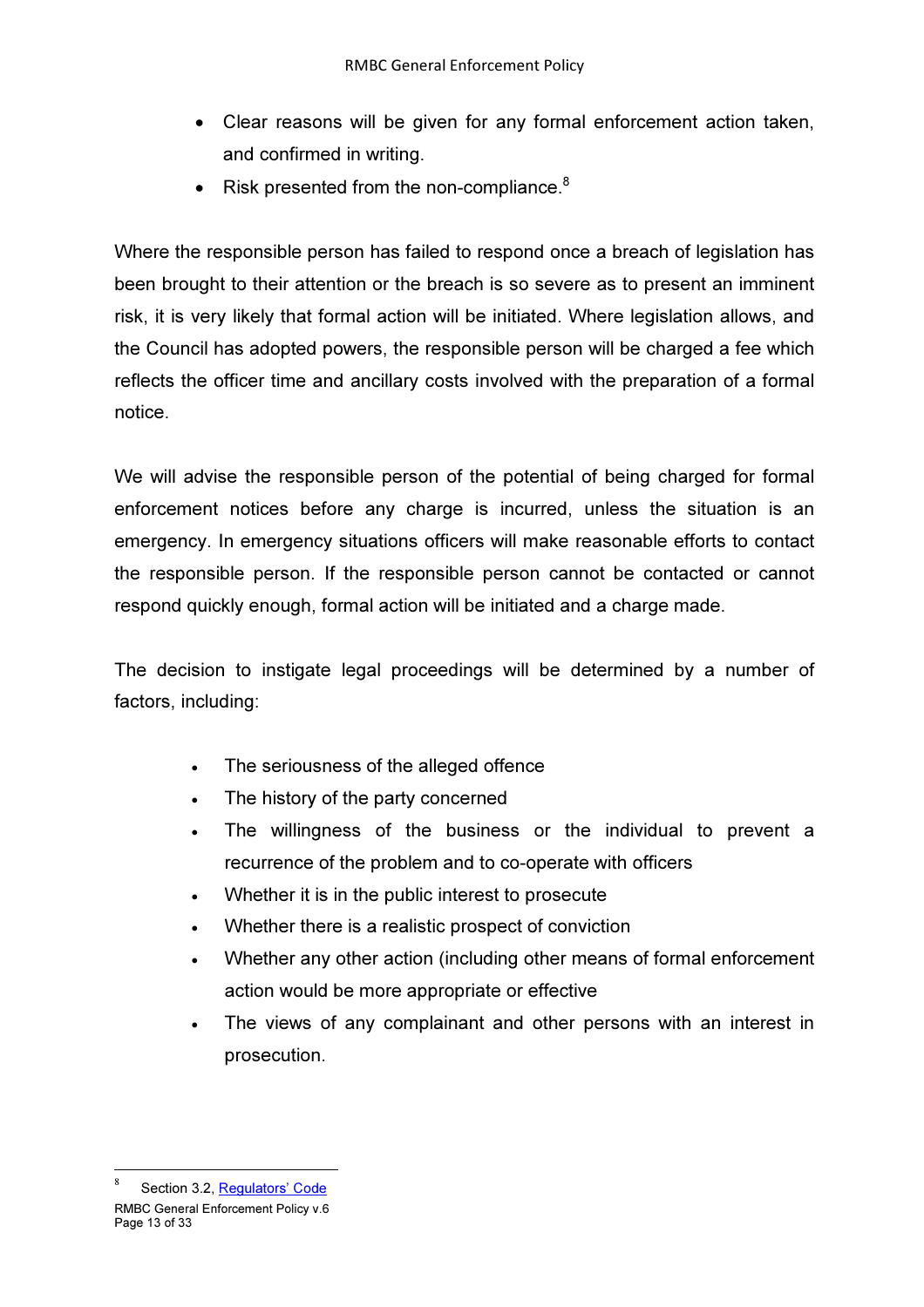- Clear reasons will be given for any formal enforcement action taken, and confirmed in writing.
- Risk presented from the non-compliance.[8]

Where the responsible person has failed to respond once a breach of legislation has been brought to their attention or the breach is so severe as to present an imminent risk, it is very likely that formal action will be initiated. Where legislation allows, and the Council has adopted powers, the responsible person will be charged a fee which reflects the officer time and ancillary costs involved with the preparation of a formal notice.

We will advise the responsible person of the potential of being charged for formal enforcement notices before any charge is incurred, unless the situation is an emergency. In emergency situations officers will make reasonable efforts to contact the responsible person. If the responsible person cannot be contacted or cannot respond quickly enough, formal action will be initiated and a charge made.

The decision to instigate legal proceedings will be determined by a number of factors, including:

- The seriousness of the alleged offence
- The history of the party concerned
- The willingness of the business or the individual to prevent a recurrence of the problem and to co-operate with officers
- Whether it is in the public interest to prosecute
- Whether there is a realistic prospect of conviction
- Whether any other action (including other means of formal enforcement action would be more appropriate or effective
- The views of any complainant and other persons with an interest in prosecution.

[8] Section 3.2, Regulators' Code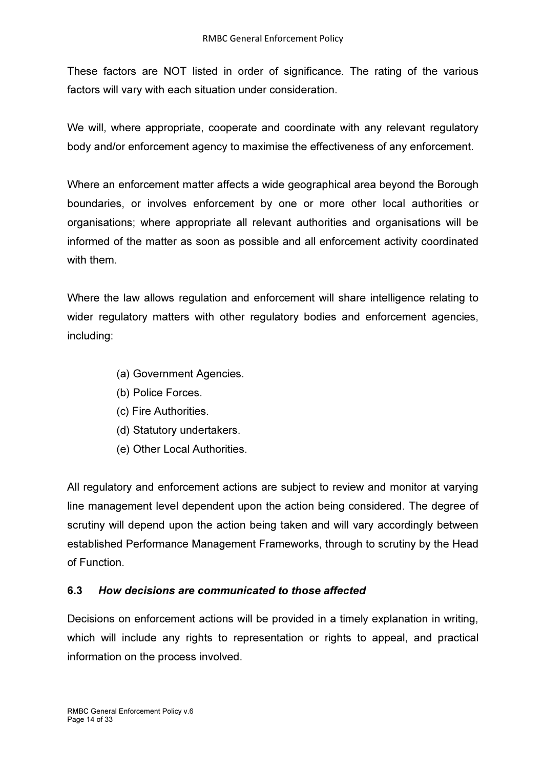These factors are NOT listed in order of significance. The rating of the various factors will vary with each situation under consideration.

We will, where appropriate, cooperate and coordinate with any relevant regulatory body and/or enforcement agency to maximise the effectiveness of any enforcement.

Where an enforcement matter affects a wide geographical area beyond the Borough boundaries, or involves enforcement by one or more other local authorities or organisations; where appropriate all relevant authorities and organisations will be informed of the matter as soon as possible and all enforcement activity coordinated with them.

Where the law allows regulation and enforcement will share intelligence relating to wider regulatory matters with other regulatory bodies and enforcement agencies, including:

(a) Government Agencies.
(b) Police Forces.
(c) Fire Authorities.
(d) Statutory undertakers.
(e) Other Local Authorities.

All regulatory and enforcement actions are subject to review and monitor at varying line management level dependent upon the action being considered. The degree of scrutiny will depend upon the action being taken and will vary accordingly between established Performance Management Frameworks, through to scrutiny by the Head of Function.

### 6.3 *How decisions are communicated to those affected*

Decisions on enforcement actions will be provided in a timely explanation in writing, which will include any rights to representation or rights to appeal, and practical information on the process involved.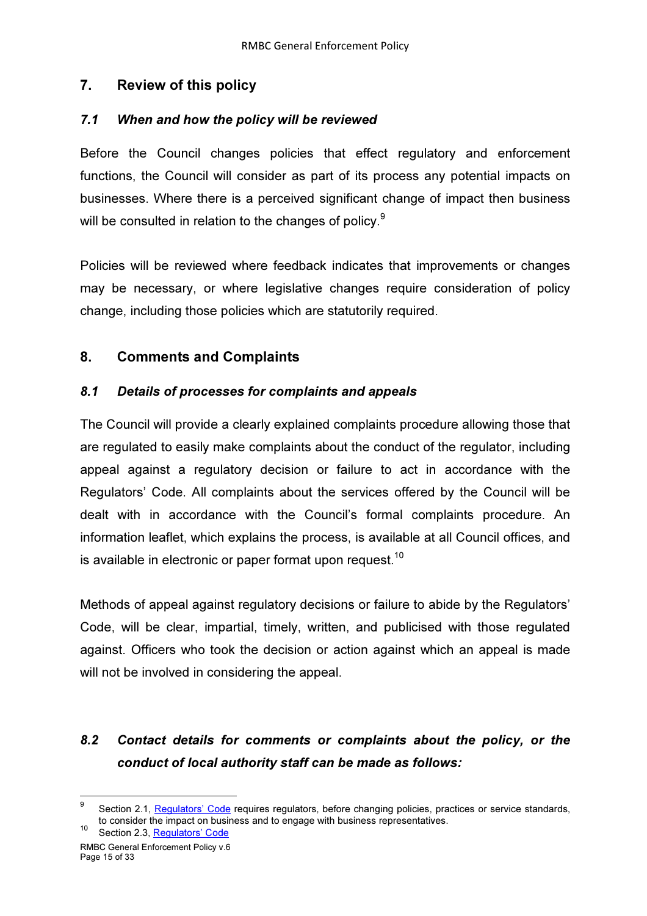## 7. Review of this policy

### *7.1 When and how the policy will be reviewed*

Before the Council changes policies that effect regulatory and enforcement functions, the Council will consider as part of its process any potential impacts on businesses. Where there is a perceived significant change of impact then business will be consulted in relation to the changes of policy.[9]

Policies will be reviewed where feedback indicates that improvements or changes may be necessary, or where legislative changes require consideration of policy change, including those policies which are statutorily required.

## 8. Comments and Complaints

### *8.1 Details of processes for complaints and appeals*

The Council will provide a clearly explained complaints procedure allowing those that are regulated to easily make complaints about the conduct of the regulator, including appeal against a regulatory decision or failure to act in accordance with the Regulators' Code. All complaints about the services offered by the Council will be dealt with in accordance with the Council's formal complaints procedure. An information leaflet, which explains the process, is available at all Council offices, and is available in electronic or paper format upon request.[10]

Methods of appeal against regulatory decisions or failure to abide by the Regulators' Code, will be clear, impartial, timely, written, and publicised with those regulated against. Officers who took the decision or action against which an appeal is made will not be involved in considering the appeal.

### *8.2 Contact details for comments or complaints about the policy, or the conduct of local authority staff can be made as follows:*

---

[9] Section 2.1, Regulators' Code requires regulators, before changing policies, practices or service standards, to consider the impact on business and to engage with business representatives.

[10] Section 2.3, Regulators' Code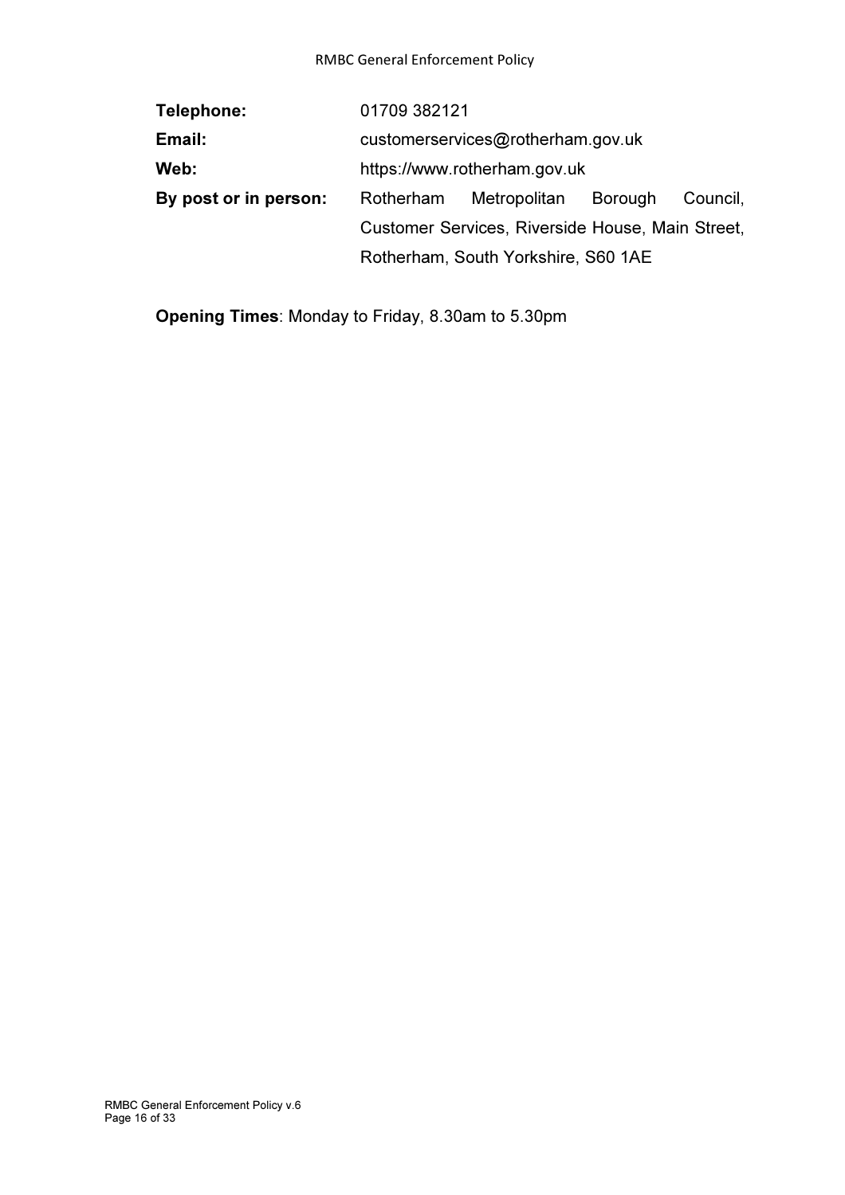| | |
|---|---|
| **Telephone:** | 01709 382121 |
| **Email:** | customerservices@rotherham.gov.uk |
| **Web:** | https://www.rotherham.gov.uk |
| **By post or in person:** | Rotherham Metropolitan Borough Council, Customer Services, Riverside House, Main Street, Rotherham, South Yorkshire, S60 1AE |

**Opening Times**: Monday to Friday, 8.30am to 5.30pm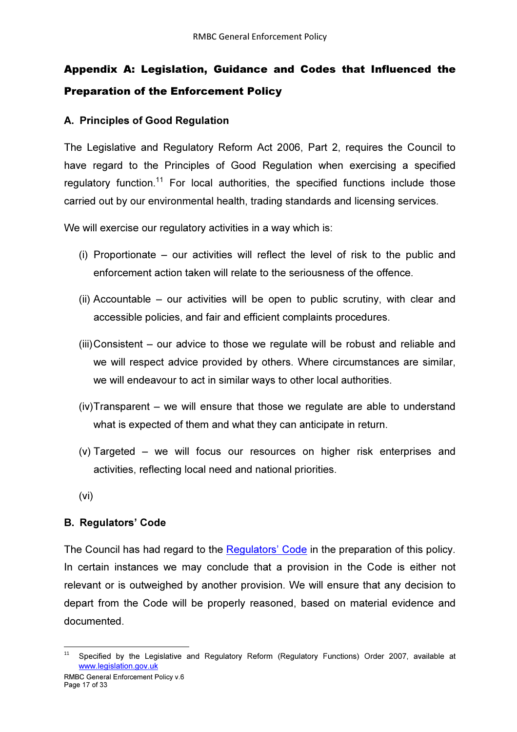## Appendix A: Legislation, Guidance and Codes that Influenced the Preparation of the Enforcement Policy

### A. Principles of Good Regulation

The Legislative and Regulatory Reform Act 2006, Part 2, requires the Council to have regard to the Principles of Good Regulation when exercising a specified regulatory function.[11] For local authorities, the specified functions include those carried out by our environmental health, trading standards and licensing services.

We will exercise our regulatory activities in a way which is:

(i) Proportionate – our activities will reflect the level of risk to the public and enforcement action taken will relate to the seriousness of the offence.

(ii) Accountable – our activities will be open to public scrutiny, with clear and accessible policies, and fair and efficient complaints procedures.

(iii) Consistent – our advice to those we regulate will be robust and reliable and we will respect advice provided by others. Where circumstances are similar, we will endeavour to act in similar ways to other local authorities.

(iv) Transparent – we will ensure that those we regulate are able to understand what is expected of them and what they can anticipate in return.

(v) Targeted – we will focus our resources on higher risk enterprises and activities, reflecting local need and national priorities.

(vi)

### B. Regulators' Code

The Council has had regard to the Regulators' Code in the preparation of this policy. In certain instances we may conclude that a provision in the Code is either not relevant or is outweighed by another provision. We will ensure that any decision to depart from the Code will be properly reasoned, based on material evidence and documented.

[11] Specified by the Legislative and Regulatory Reform (Regulatory Functions) Order 2007, available at www.legislation.gov.uk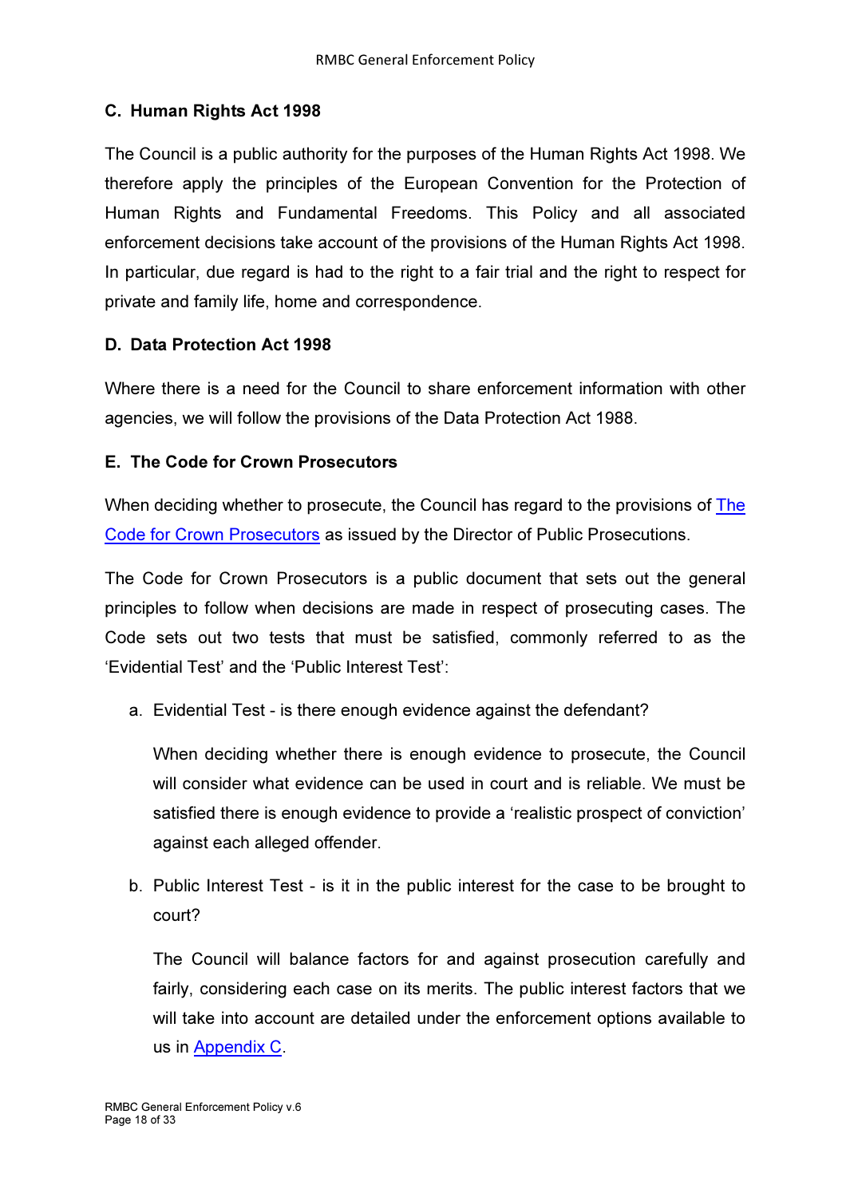## C. Human Rights Act 1998

The Council is a public authority for the purposes of the Human Rights Act 1998. We therefore apply the principles of the European Convention for the Protection of Human Rights and Fundamental Freedoms. This Policy and all associated enforcement decisions take account of the provisions of the Human Rights Act 1998. In particular, due regard is had to the right to a fair trial and the right to respect for private and family life, home and correspondence.

## D. Data Protection Act 1998

Where there is a need for the Council to share enforcement information with other agencies, we will follow the provisions of the Data Protection Act 1988.

## E. The Code for Crown Prosecutors

When deciding whether to prosecute, the Council has regard to the provisions of The Code for Crown Prosecutors as issued by the Director of Public Prosecutions.

The Code for Crown Prosecutors is a public document that sets out the general principles to follow when decisions are made in respect of prosecuting cases. The Code sets out two tests that must be satisfied, commonly referred to as the 'Evidential Test' and the 'Public Interest Test':

a. Evidential Test - is there enough evidence against the defendant?

   When deciding whether there is enough evidence to prosecute, the Council will consider what evidence can be used in court and is reliable. We must be satisfied there is enough evidence to provide a 'realistic prospect of conviction' against each alleged offender.

b. Public Interest Test - is it in the public interest for the case to be brought to court?

   The Council will balance factors for and against prosecution carefully and fairly, considering each case on its merits. The public interest factors that we will take into account are detailed under the enforcement options available to us in Appendix C.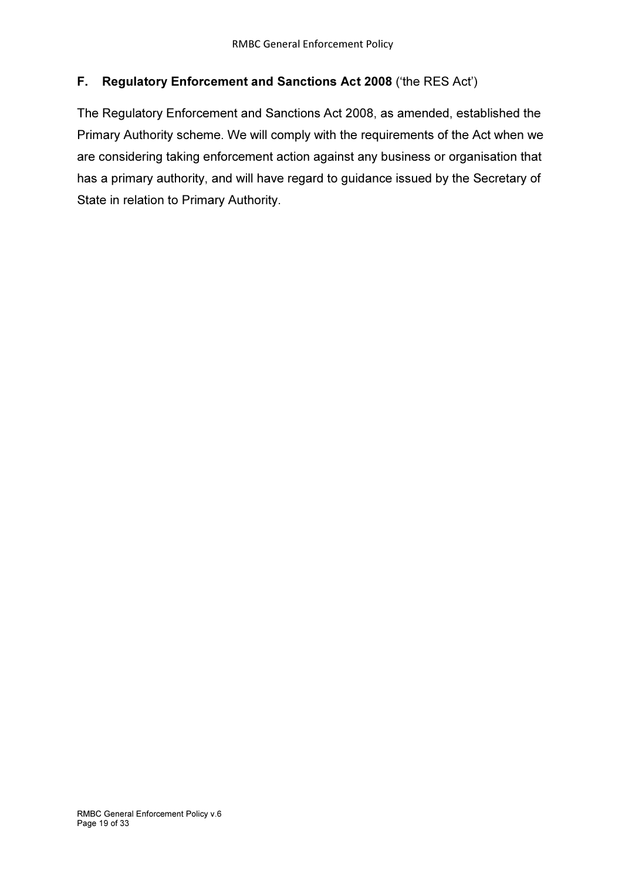## F. Regulatory Enforcement and Sanctions Act 2008 ('the RES Act')

The Regulatory Enforcement and Sanctions Act 2008, as amended, established the Primary Authority scheme. We will comply with the requirements of the Act when we are considering taking enforcement action against any business or organisation that has a primary authority, and will have regard to guidance issued by the Secretary of State in relation to Primary Authority.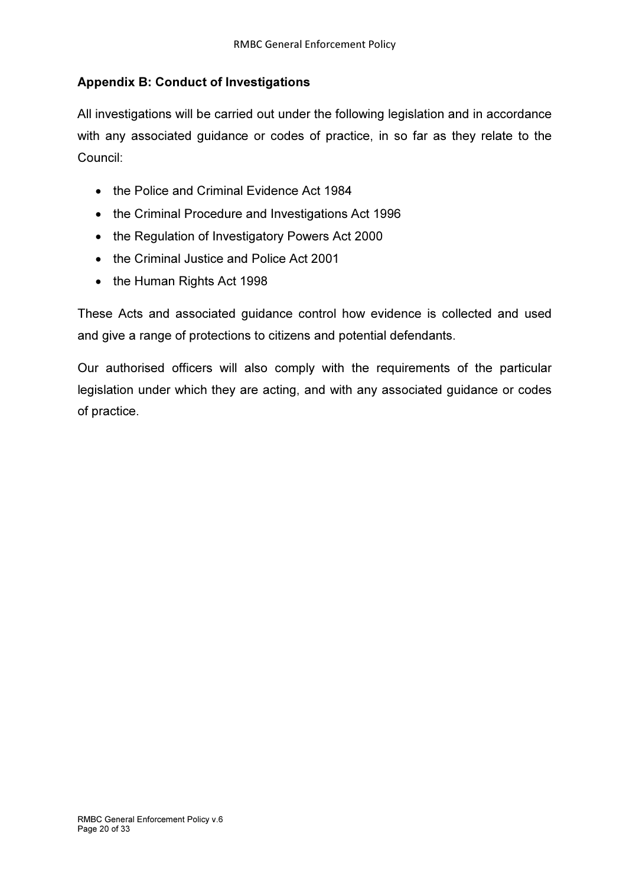## Appendix B: Conduct of Investigations

All investigations will be carried out under the following legislation and in accordance with any associated guidance or codes of practice, in so far as they relate to the Council:

- the Police and Criminal Evidence Act 1984
- the Criminal Procedure and Investigations Act 1996
- the Regulation of Investigatory Powers Act 2000
- the Criminal Justice and Police Act 2001
- the Human Rights Act 1998

These Acts and associated guidance control how evidence is collected and used and give a range of protections to citizens and potential defendants.

Our authorised officers will also comply with the requirements of the particular legislation under which they are acting, and with any associated guidance or codes of practice.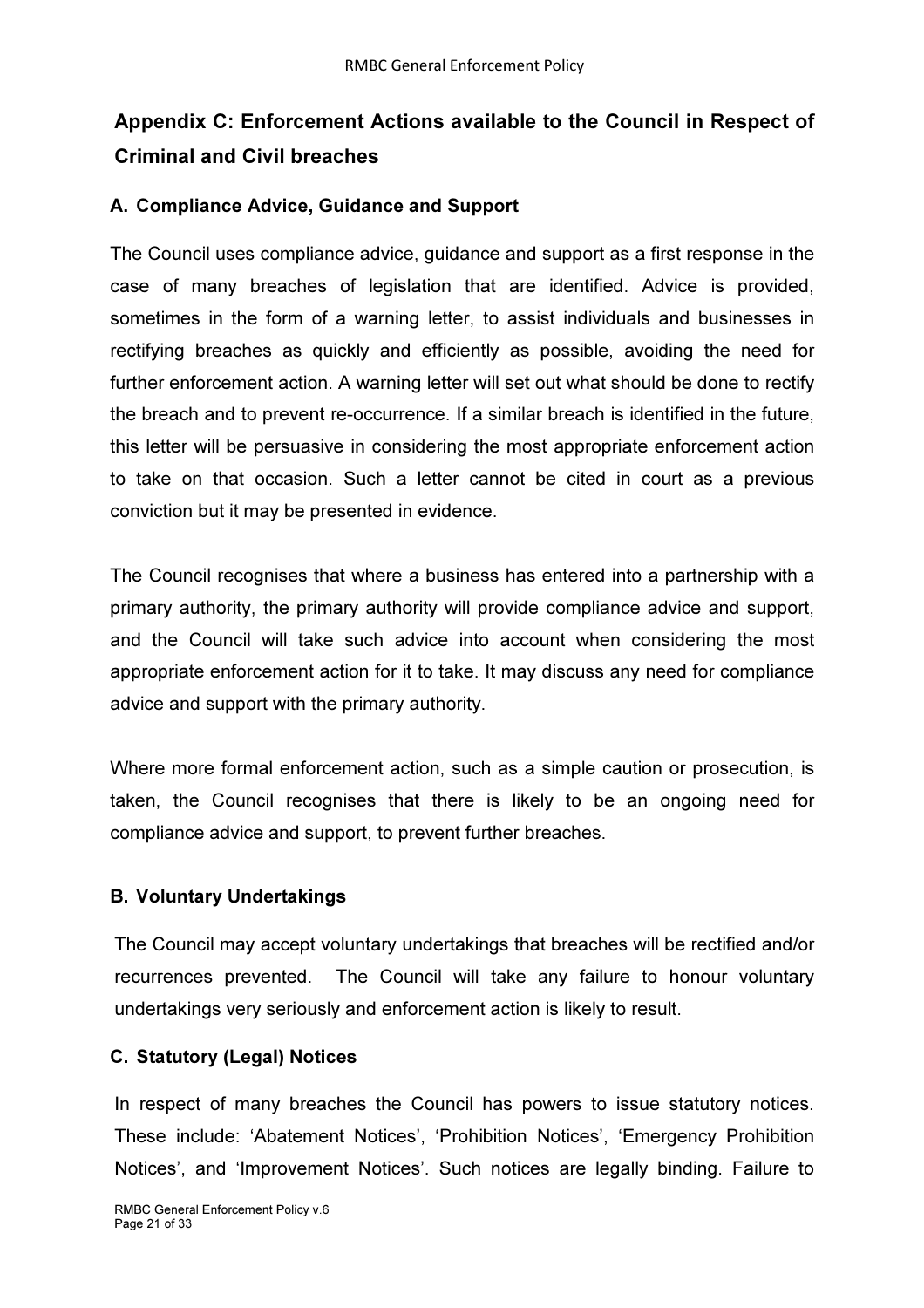## Appendix C: Enforcement Actions available to the Council in Respect of Criminal and Civil breaches

### A. Compliance Advice, Guidance and Support

The Council uses compliance advice, guidance and support as a first response in the case of many breaches of legislation that are identified. Advice is provided, sometimes in the form of a warning letter, to assist individuals and businesses in rectifying breaches as quickly and efficiently as possible, avoiding the need for further enforcement action. A warning letter will set out what should be done to rectify the breach and to prevent re-occurrence. If a similar breach is identified in the future, this letter will be persuasive in considering the most appropriate enforcement action to take on that occasion. Such a letter cannot be cited in court as a previous conviction but it may be presented in evidence.

The Council recognises that where a business has entered into a partnership with a primary authority, the primary authority will provide compliance advice and support, and the Council will take such advice into account when considering the most appropriate enforcement action for it to take. It may discuss any need for compliance advice and support with the primary authority.

Where more formal enforcement action, such as a simple caution or prosecution, is taken, the Council recognises that there is likely to be an ongoing need for compliance advice and support, to prevent further breaches.

### B. Voluntary Undertakings

The Council may accept voluntary undertakings that breaches will be rectified and/or recurrences prevented. The Council will take any failure to honour voluntary undertakings very seriously and enforcement action is likely to result.

### C. Statutory (Legal) Notices

In respect of many breaches the Council has powers to issue statutory notices. These include: 'Abatement Notices', 'Prohibition Notices', 'Emergency Prohibition Notices', and 'Improvement Notices'. Such notices are legally binding. Failure to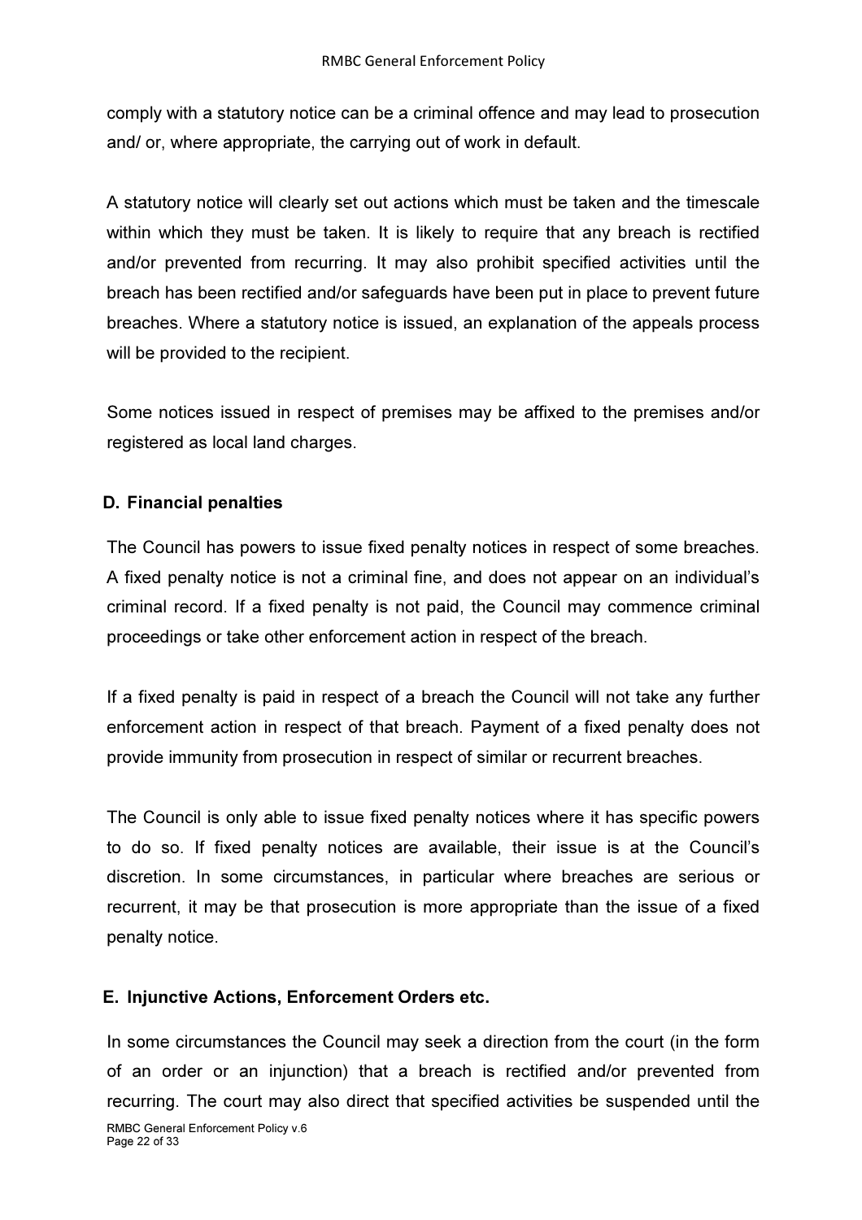comply with a statutory notice can be a criminal offence and may lead to prosecution and/ or, where appropriate, the carrying out of work in default.

A statutory notice will clearly set out actions which must be taken and the timescale within which they must be taken. It is likely to require that any breach is rectified and/or prevented from recurring. It may also prohibit specified activities until the breach has been rectified and/or safeguards have been put in place to prevent future breaches. Where a statutory notice is issued, an explanation of the appeals process will be provided to the recipient.

Some notices issued in respect of premises may be affixed to the premises and/or registered as local land charges.

### D. Financial penalties

The Council has powers to issue fixed penalty notices in respect of some breaches. A fixed penalty notice is not a criminal fine, and does not appear on an individual's criminal record. If a fixed penalty is not paid, the Council may commence criminal proceedings or take other enforcement action in respect of the breach.

If a fixed penalty is paid in respect of a breach the Council will not take any further enforcement action in respect of that breach. Payment of a fixed penalty does not provide immunity from prosecution in respect of similar or recurrent breaches.

The Council is only able to issue fixed penalty notices where it has specific powers to do so. If fixed penalty notices are available, their issue is at the Council's discretion. In some circumstances, in particular where breaches are serious or recurrent, it may be that prosecution is more appropriate than the issue of a fixed penalty notice.

### E. Injunctive Actions, Enforcement Orders etc.

In some circumstances the Council may seek a direction from the court (in the form of an order or an injunction) that a breach is rectified and/or prevented from recurring. The court may also direct that specified activities be suspended until the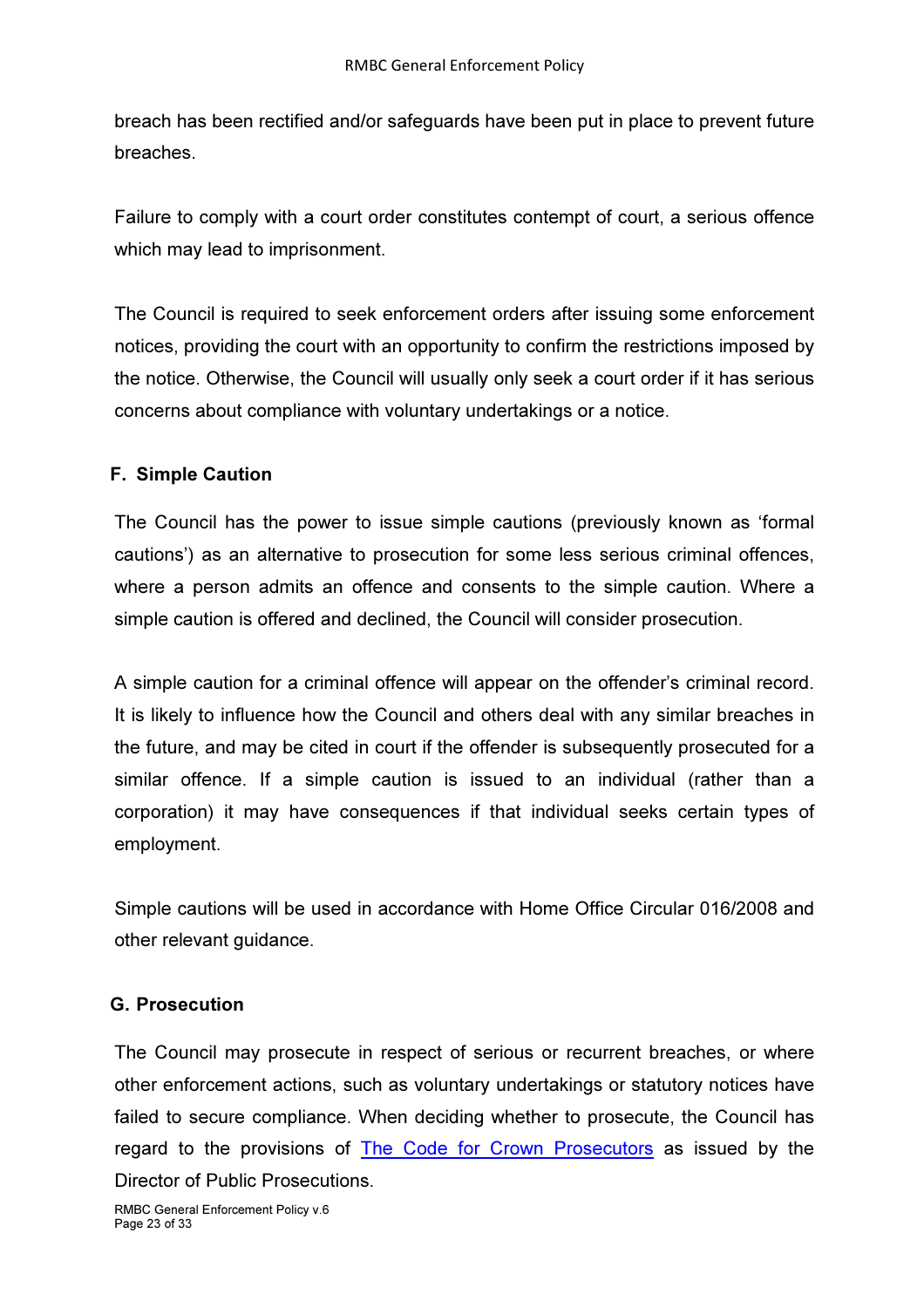breach has been rectified and/or safeguards have been put in place to prevent future breaches.

Failure to comply with a court order constitutes contempt of court, a serious offence which may lead to imprisonment.

The Council is required to seek enforcement orders after issuing some enforcement notices, providing the court with an opportunity to confirm the restrictions imposed by the notice. Otherwise, the Council will usually only seek a court order if it has serious concerns about compliance with voluntary undertakings or a notice.

### F. Simple Caution

The Council has the power to issue simple cautions (previously known as 'formal cautions') as an alternative to prosecution for some less serious criminal offences, where a person admits an offence and consents to the simple caution. Where a simple caution is offered and declined, the Council will consider prosecution.

A simple caution for a criminal offence will appear on the offender's criminal record. It is likely to influence how the Council and others deal with any similar breaches in the future, and may be cited in court if the offender is subsequently prosecuted for a similar offence. If a simple caution is issued to an individual (rather than a corporation) it may have consequences if that individual seeks certain types of employment.

Simple cautions will be used in accordance with Home Office Circular 016/2008 and other relevant guidance.

### G. Prosecution

The Council may prosecute in respect of serious or recurrent breaches, or where other enforcement actions, such as voluntary undertakings or statutory notices have failed to secure compliance. When deciding whether to prosecute, the Council has regard to the provisions of The Code for Crown Prosecutors as issued by the Director of Public Prosecutions.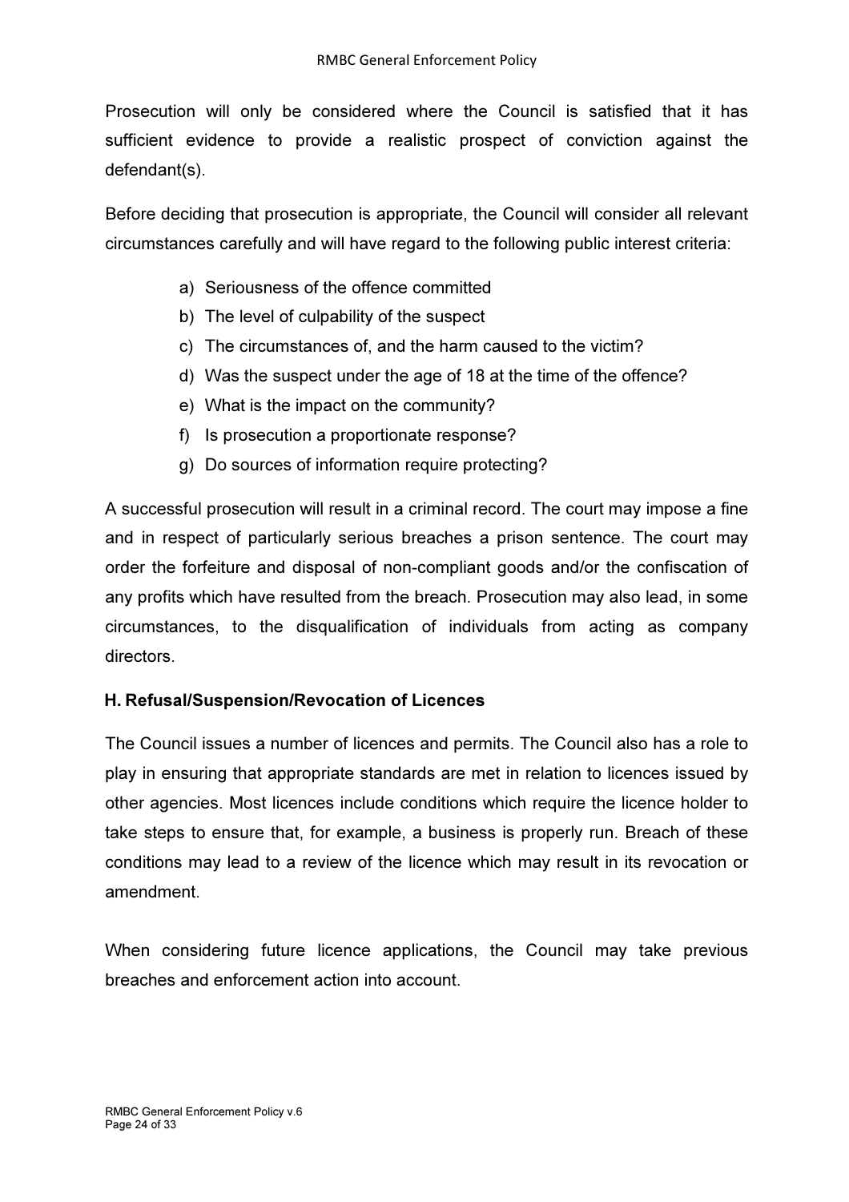Prosecution will only be considered where the Council is satisfied that it has sufficient evidence to provide a realistic prospect of conviction against the defendant(s).

Before deciding that prosecution is appropriate, the Council will consider all relevant circumstances carefully and will have regard to the following public interest criteria:

a) Seriousness of the offence committed
b) The level of culpability of the suspect
c) The circumstances of, and the harm caused to the victim?
d) Was the suspect under the age of 18 at the time of the offence?
e) What is the impact on the community?
f) Is prosecution a proportionate response?
g) Do sources of information require protecting?

A successful prosecution will result in a criminal record. The court may impose a fine and in respect of particularly serious breaches a prison sentence. The court may order the forfeiture and disposal of non-compliant goods and/or the confiscation of any profits which have resulted from the breach. Prosecution may also lead, in some circumstances, to the disqualification of individuals from acting as company directors.

### H. Refusal/Suspension/Revocation of Licences

The Council issues a number of licences and permits. The Council also has a role to play in ensuring that appropriate standards are met in relation to licences issued by other agencies. Most licences include conditions which require the licence holder to take steps to ensure that, for example, a business is properly run. Breach of these conditions may lead to a review of the licence which may result in its revocation or amendment.

When considering future licence applications, the Council may take previous breaches and enforcement action into account.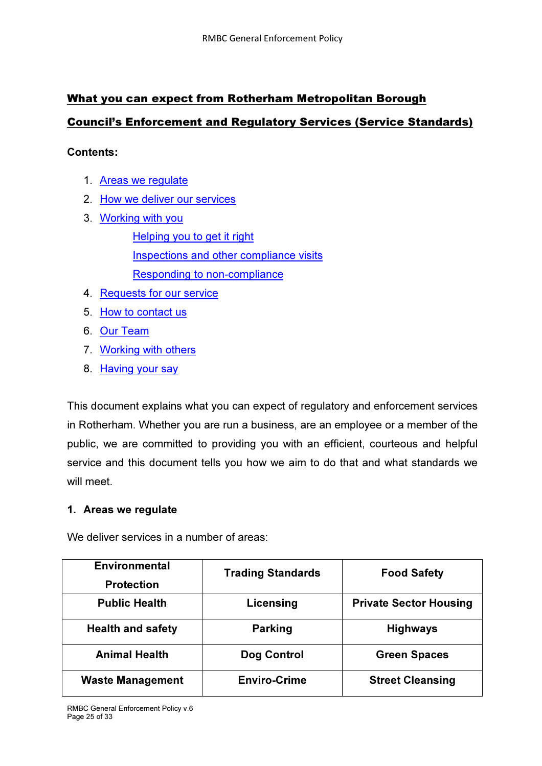## What you can expect from Rotherham Metropolitan Borough Council's Enforcement and Regulatory Services (Service Standards)

**Contents:**

1. Areas we regulate
2. How we deliver our services
3. Working with you
    - Helping you to get it right
    - Inspections and other compliance visits
    - Responding to non-compliance
4. Requests for our service
5. How to contact us
6. Our Team
7. Working with others
8. Having your say

This document explains what you can expect of regulatory and enforcement services in Rotherham. Whether you are run a business, are an employee or a member of the public, we are committed to providing you with an efficient, courteous and helpful service and this document tells you how we aim to do that and what standards we will meet.

### 1. Areas we regulate

We deliver services in a number of areas:

| Environmental Protection | Trading Standards | Food Safety |
|---|---|---|
| Public Health | Licensing | Private Sector Housing |
| Health and safety | Parking | Highways |
| Animal Health | Dog Control | Green Spaces |
| Waste Management | Enviro-Crime | Street Cleansing |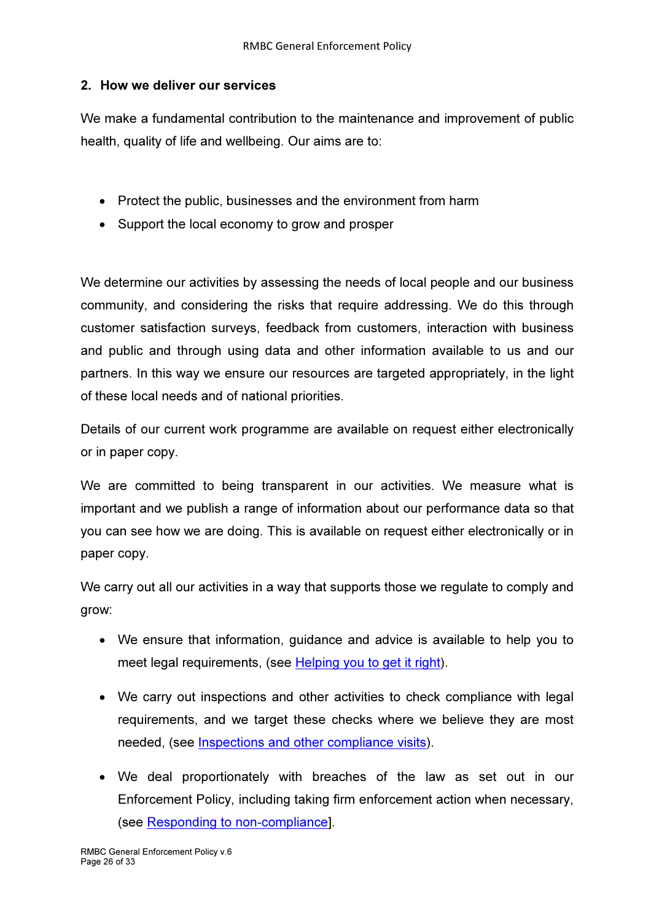## 2. How we deliver our services

We make a fundamental contribution to the maintenance and improvement of public health, quality of life and wellbeing. Our aims are to:

- Protect the public, businesses and the environment from harm
- Support the local economy to grow and prosper

We determine our activities by assessing the needs of local people and our business community, and considering the risks that require addressing. We do this through customer satisfaction surveys, feedback from customers, interaction with business and public and through using data and other information available to us and our partners. In this way we ensure our resources are targeted appropriately, in the light of these local needs and of national priorities.

Details of our current work programme are available on request either electronically or in paper copy.

We are committed to being transparent in our activities. We measure what is important and we publish a range of information about our performance data so that you can see how we are doing. This is available on request either electronically or in paper copy.

We carry out all our activities in a way that supports those we regulate to comply and grow:

- We ensure that information, guidance and advice is available to help you to meet legal requirements, (see Helping you to get it right).
- We carry out inspections and other activities to check compliance with legal requirements, and we target these checks where we believe they are most needed, (see Inspections and other compliance visits).
- We deal proportionately with breaches of the law as set out in our Enforcement Policy, including taking firm enforcement action when necessary, (see Responding to non-compliance].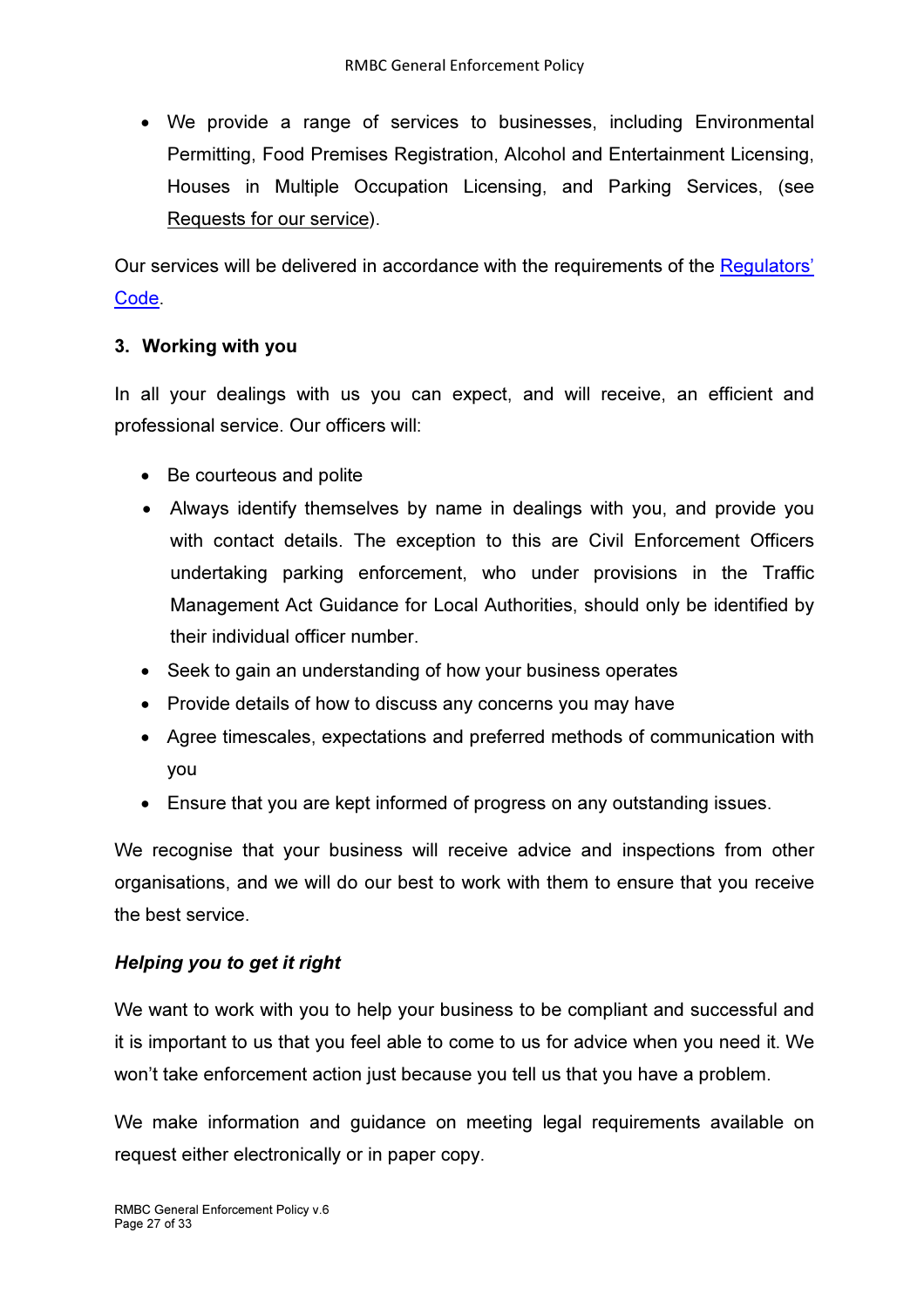- We provide a range of services to businesses, including Environmental Permitting, Food Premises Registration, Alcohol and Entertainment Licensing, Houses in Multiple Occupation Licensing, and Parking Services, (see Requests for our service).

Our services will be delivered in accordance with the requirements of the Regulators' Code.

## 3. Working with you

In all your dealings with us you can expect, and will receive, an efficient and professional service. Our officers will:

- Be courteous and polite
- Always identify themselves by name in dealings with you, and provide you with contact details. The exception to this are Civil Enforcement Officers undertaking parking enforcement, who under provisions in the Traffic Management Act Guidance for Local Authorities, should only be identified by their individual officer number.
- Seek to gain an understanding of how your business operates
- Provide details of how to discuss any concerns you may have
- Agree timescales, expectations and preferred methods of communication with you
- Ensure that you are kept informed of progress on any outstanding issues.

We recognise that your business will receive advice and inspections from other organisations, and we will do our best to work with them to ensure that you receive the best service.

### *Helping you to get it right*

We want to work with you to help your business to be compliant and successful and it is important to us that you feel able to come to us for advice when you need it. We won't take enforcement action just because you tell us that you have a problem.

We make information and guidance on meeting legal requirements available on request either electronically or in paper copy.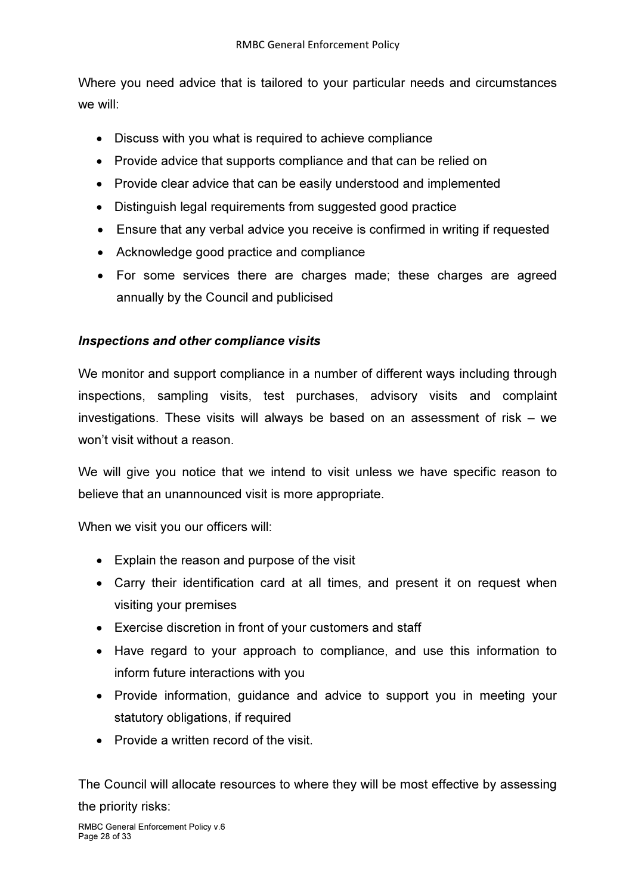Where you need advice that is tailored to your particular needs and circumstances we will:

- Discuss with you what is required to achieve compliance
- Provide advice that supports compliance and that can be relied on
- Provide clear advice that can be easily understood and implemented
- Distinguish legal requirements from suggested good practice
- Ensure that any verbal advice you receive is confirmed in writing if requested
- Acknowledge good practice and compliance
- For some services there are charges made; these charges are agreed annually by the Council and publicised

***Inspections and other compliance visits***

We monitor and support compliance in a number of different ways including through inspections, sampling visits, test purchases, advisory visits and complaint investigations. These visits will always be based on an assessment of risk – we won't visit without a reason.

We will give you notice that we intend to visit unless we have specific reason to believe that an unannounced visit is more appropriate.

When we visit you our officers will:

- Explain the reason and purpose of the visit
- Carry their identification card at all times, and present it on request when visiting your premises
- Exercise discretion in front of your customers and staff
- Have regard to your approach to compliance, and use this information to inform future interactions with you
- Provide information, guidance and advice to support you in meeting your statutory obligations, if required
- Provide a written record of the visit.

The Council will allocate resources to where they will be most effective by assessing the priority risks: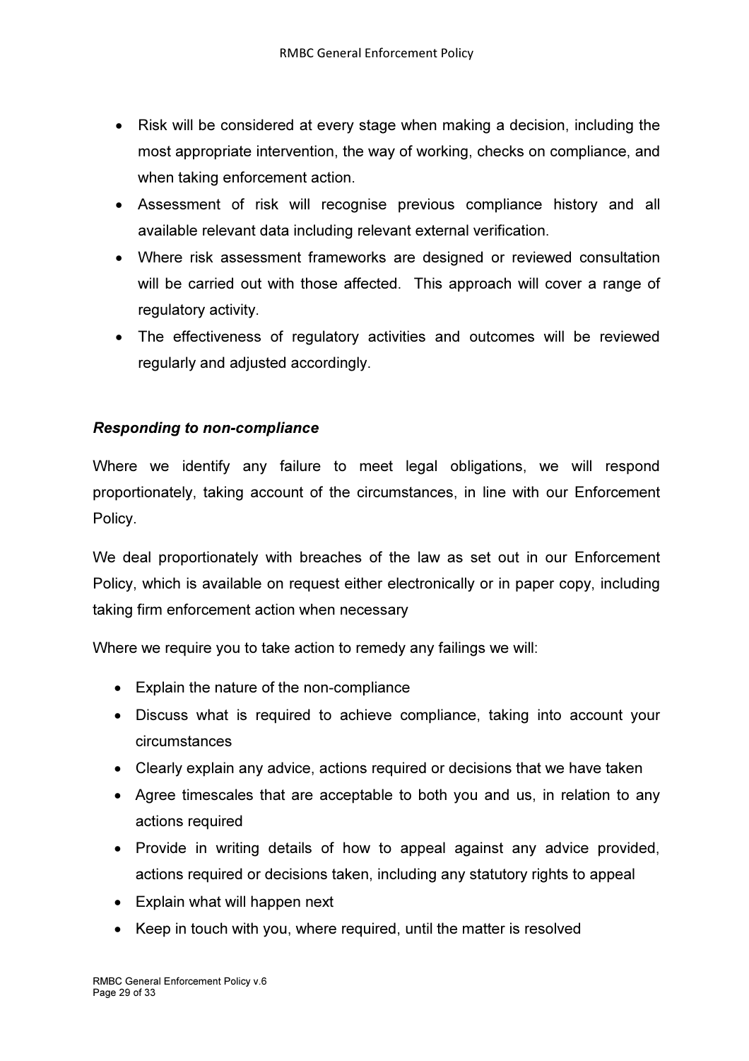- Risk will be considered at every stage when making a decision, including the most appropriate intervention, the way of working, checks on compliance, and when taking enforcement action.
- Assessment of risk will recognise previous compliance history and all available relevant data including relevant external verification.
- Where risk assessment frameworks are designed or reviewed consultation will be carried out with those affected. This approach will cover a range of regulatory activity.
- The effectiveness of regulatory activities and outcomes will be reviewed regularly and adjusted accordingly.

***Responding to non-compliance***

Where we identify any failure to meet legal obligations, we will respond proportionately, taking account of the circumstances, in line with our Enforcement Policy.

We deal proportionately with breaches of the law as set out in our Enforcement Policy, which is available on request either electronically or in paper copy, including taking firm enforcement action when necessary

Where we require you to take action to remedy any failings we will:

- Explain the nature of the non-compliance
- Discuss what is required to achieve compliance, taking into account your circumstances
- Clearly explain any advice, actions required or decisions that we have taken
- Agree timescales that are acceptable to both you and us, in relation to any actions required
- Provide in writing details of how to appeal against any advice provided, actions required or decisions taken, including any statutory rights to appeal
- Explain what will happen next
- Keep in touch with you, where required, until the matter is resolved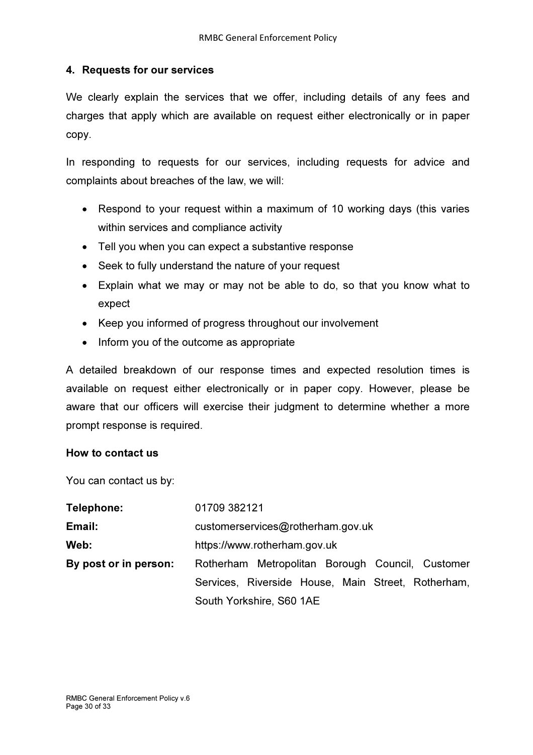## 4. Requests for our services

We clearly explain the services that we offer, including details of any fees and charges that apply which are available on request either electronically or in paper copy.

In responding to requests for our services, including requests for advice and complaints about breaches of the law, we will:

- Respond to your request within a maximum of 10 working days (this varies within services and compliance activity
- Tell you when you can expect a substantive response
- Seek to fully understand the nature of your request
- Explain what we may or may not be able to do, so that you know what to expect
- Keep you informed of progress throughout our involvement
- Inform you of the outcome as appropriate

A detailed breakdown of our response times and expected resolution times is available on request either electronically or in paper copy. However, please be aware that our officers will exercise their judgment to determine whether a more prompt response is required.

### How to contact us

You can contact us by:

| | |
|---|---|
| **Telephone:** | 01709 382121 |
| **Email:** | customerservices@rotherham.gov.uk |
| **Web:** | https://www.rotherham.gov.uk |
| **By post or in person:** | Rotherham Metropolitan Borough Council, Customer Services, Riverside House, Main Street, Rotherham, South Yorkshire, S60 1AE |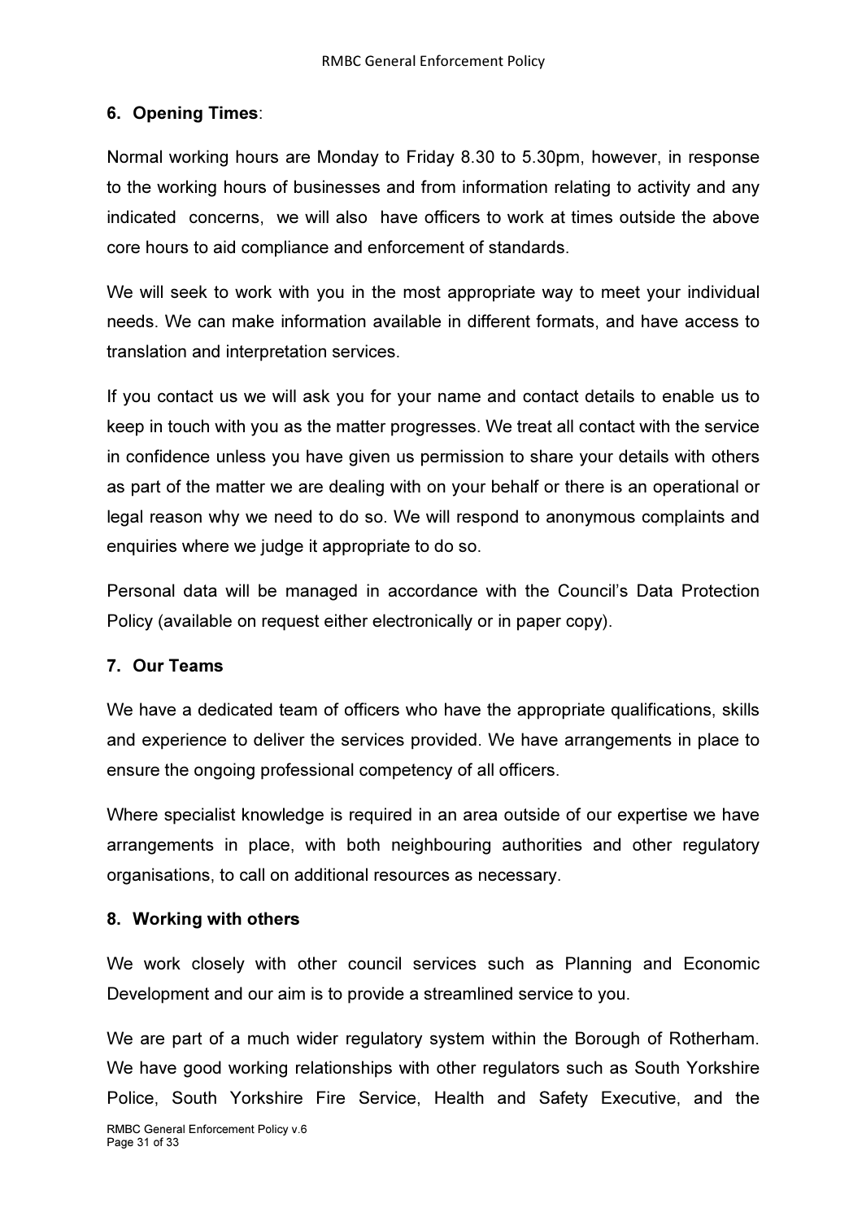## 6. Opening Times:

Normal working hours are Monday to Friday 8.30 to 5.30pm, however, in response to the working hours of businesses and from information relating to activity and any indicated concerns, we will also have officers to work at times outside the above core hours to aid compliance and enforcement of standards.

We will seek to work with you in the most appropriate way to meet your individual needs. We can make information available in different formats, and have access to translation and interpretation services.

If you contact us we will ask you for your name and contact details to enable us to keep in touch with you as the matter progresses. We treat all contact with the service in confidence unless you have given us permission to share your details with others as part of the matter we are dealing with on your behalf or there is an operational or legal reason why we need to do so. We will respond to anonymous complaints and enquiries where we judge it appropriate to do so.

Personal data will be managed in accordance with the Council's Data Protection Policy (available on request either electronically or in paper copy).

## 7. Our Teams

We have a dedicated team of officers who have the appropriate qualifications, skills and experience to deliver the services provided. We have arrangements in place to ensure the ongoing professional competency of all officers.

Where specialist knowledge is required in an area outside of our expertise we have arrangements in place, with both neighbouring authorities and other regulatory organisations, to call on additional resources as necessary.

## 8. Working with others

We work closely with other council services such as Planning and Economic Development and our aim is to provide a streamlined service to you.

We are part of a much wider regulatory system within the Borough of Rotherham. We have good working relationships with other regulators such as South Yorkshire Police, South Yorkshire Fire Service, Health and Safety Executive, and the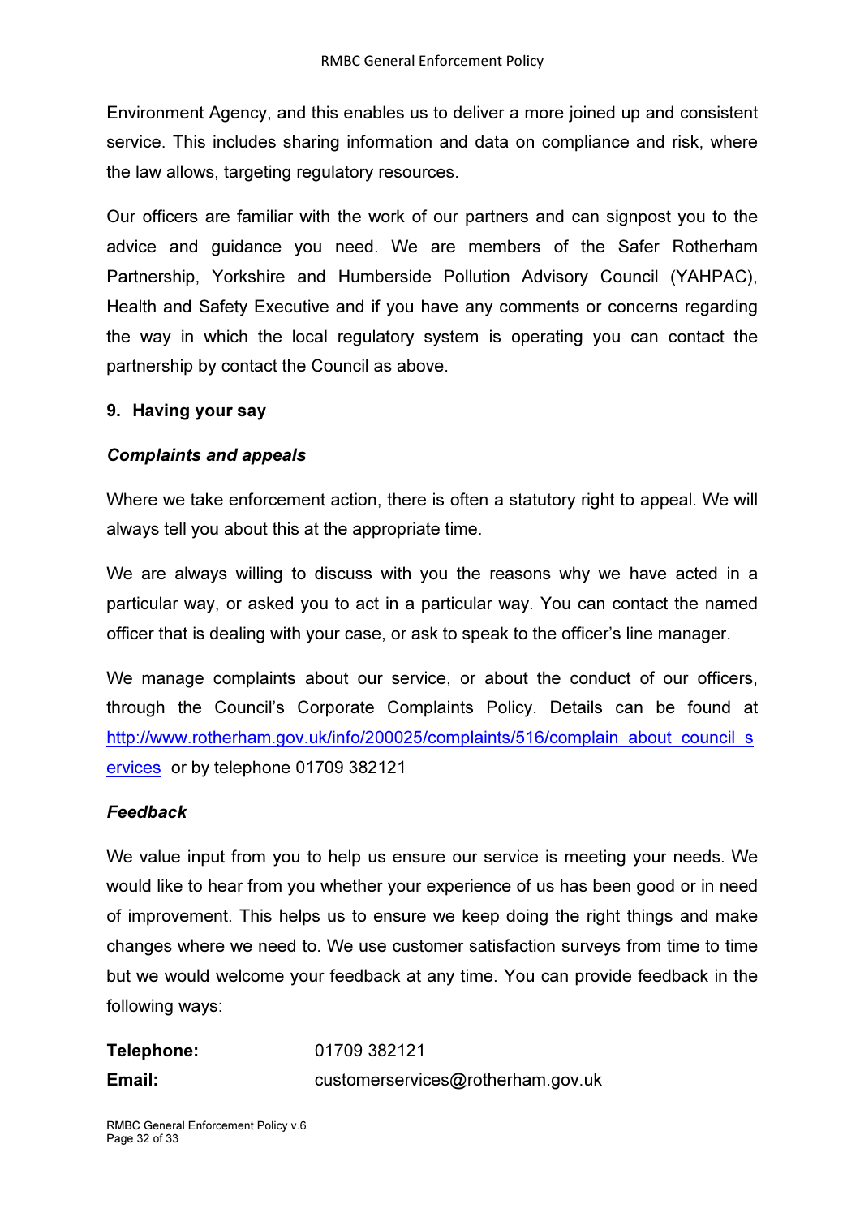Environment Agency, and this enables us to deliver a more joined up and consistent service. This includes sharing information and data on compliance and risk, where the law allows, targeting regulatory resources.

Our officers are familiar with the work of our partners and can signpost you to the advice and guidance you need. We are members of the Safer Rotherham Partnership, Yorkshire and Humberside Pollution Advisory Council (YAHPAC), Health and Safety Executive and if you have any comments or concerns regarding the way in which the local regulatory system is operating you can contact the partnership by contact the Council as above.

## 9. Having your say

### *Complaints and appeals*

Where we take enforcement action, there is often a statutory right to appeal. We will always tell you about this at the appropriate time.

We are always willing to discuss with you the reasons why we have acted in a particular way, or asked you to act in a particular way. You can contact the named officer that is dealing with your case, or ask to speak to the officer's line manager.

We manage complaints about our service, or about the conduct of our officers, through the Council's Corporate Complaints Policy. Details can be found at [http://www.rotherham.gov.uk/info/200025/complaints/516/complain_about_council_services](http://www.rotherham.gov.uk/info/200025/complaints/516/complain_about_council_services) or by telephone 01709 382121

### *Feedback*

We value input from you to help us ensure our service is meeting your needs. We would like to hear from you whether your experience of us has been good or in need of improvement. This helps us to ensure we keep doing the right things and make changes where we need to. We use customer satisfaction surveys from time to time but we would welcome your feedback at any time. You can provide feedback in the following ways:

**Telephone:** 01709 382121

**Email:** customerservices@rotherham.gov.uk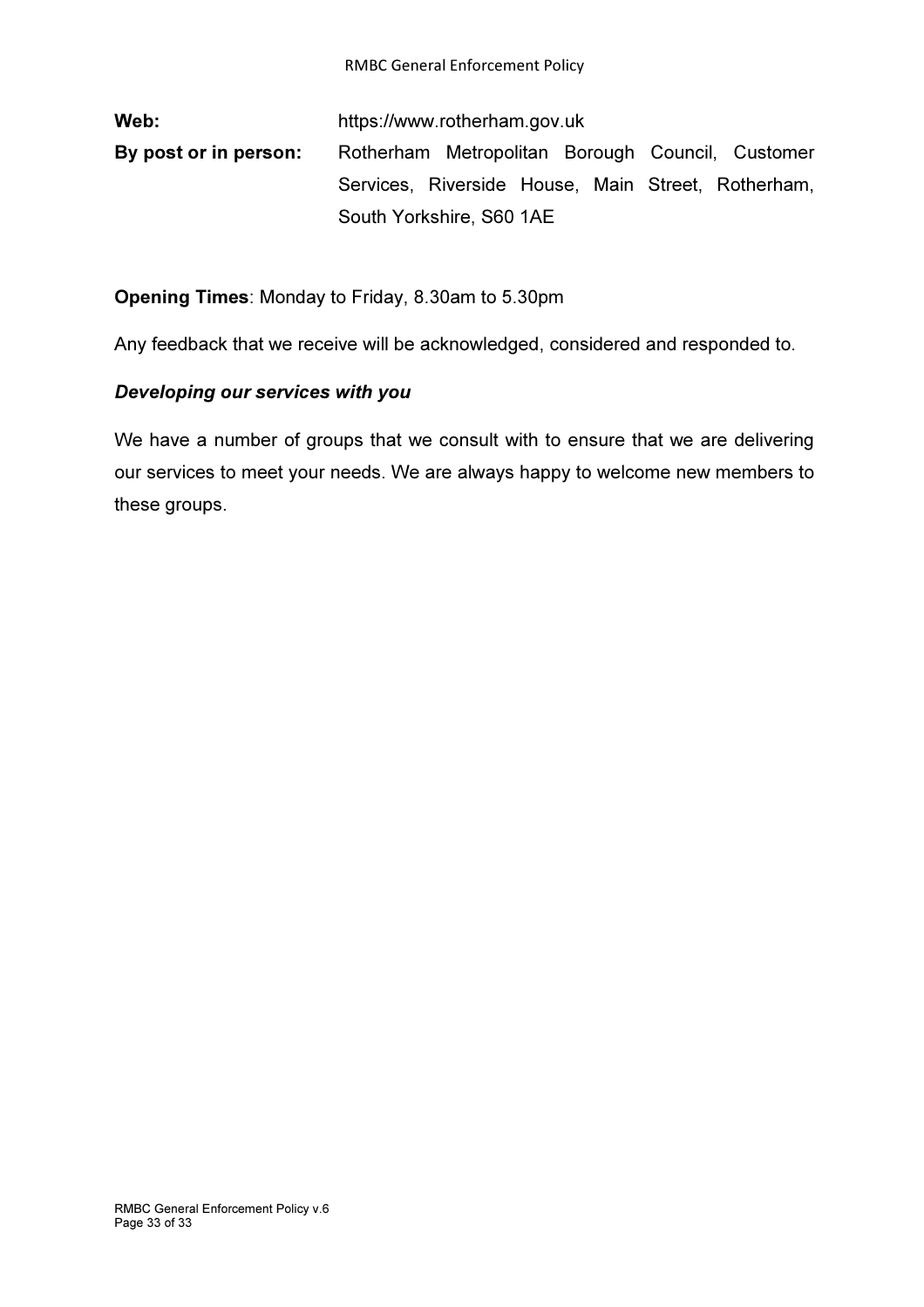**Web:** https://www.rotherham.gov.uk

**By post or in person:** Rotherham Metropolitan Borough Council, Customer Services, Riverside House, Main Street, Rotherham, South Yorkshire, S60 1AE

**Opening Times**: Monday to Friday, 8.30am to 5.30pm

Any feedback that we receive will be acknowledged, considered and responded to.

***Developing our services with you***

We have a number of groups that we consult with to ensure that we are delivering our services to meet your needs. We are always happy to welcome new members to these groups.